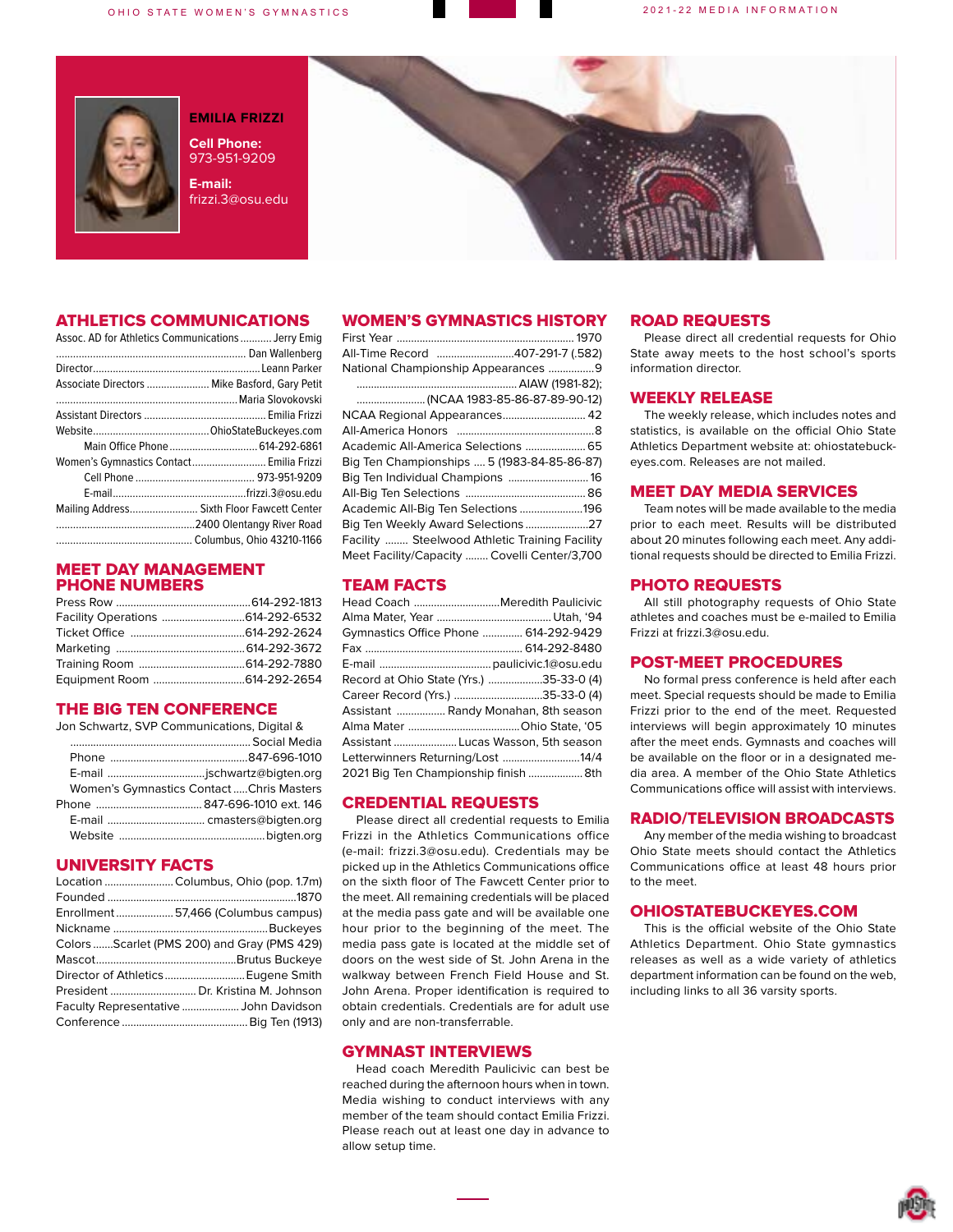**EMILIA FRIZZI**

**Cell Phone:**
973-951-9209

**E-mail:**
frizzi.3@osu.edu

## ATHLETICS COMMUNICATIONS

| | |
|---|---|
| Assoc. AD for Athletics Communications | Jerry Emig |
| | Dan Wallenberg |
| Director | Leann Parker |
| Associate Directors | Mike Basford, Gary Petit |
| | Maria Slovokovski |
| Assistant Directors | Emilia Frizzi |
| Website | OhioStateBuckeyes.com |
| Main Office Phone | 614-292-6861 |
| Women's Gymnastics Contact | Emilia Frizzi |
| Cell Phone | 973-951-9209 |
| E-mail | frizzi.3@osu.edu |
| Mailing Address | Sixth Floor Fawcett Center |
| | 2400 Olentangy River Road |
| | Columbus, Ohio 43210-1166 |

## MEET DAY MANAGEMENT PHONE NUMBERS

| | |
|---|---|
| Press Row | 614-292-1813 |
| Facility Operations | 614-292-6532 |
| Ticket Office | 614-292-2624 |
| Marketing | 614-292-3672 |
| Training Room | 614-292-7880 |
| Equipment Room | 614-292-2654 |

## THE BIG TEN CONFERENCE

| | |
|---|---|
| Jon Schwartz, SVP Communications, Digital & | |
| | Social Media |
| Phone | 847-696-1010 |
| E-mail | jschwartz@bigten.org |
| Women's Gymnastics Contact | Chris Masters |
| Phone | 847-696-1010 ext. 146 |
| E-mail | cmasters@bigten.org |
| Website | bigten.org |

## UNIVERSITY FACTS

| | |
|---|---|
| Location | Columbus, Ohio (pop. 1.7m) |
| Founded | 1870 |
| Enrollment | 57,466 (Columbus campus) |
| Nickname | Buckeyes |
| Colors | Scarlet (PMS 200) and Gray (PMS 429) |
| Mascot | Brutus Buckeye |
| Director of Athletics | Eugene Smith |
| President | Dr. Kristina M. Johnson |
| Faculty Representative | John Davidson |
| Conference | Big Ten (1913) |

## WOMEN'S GYMNASTICS HISTORY

| | |
|---|---|
| First Year | 1970 |
| All-Time Record | 407-291-7 (.582) |
| National Championship Appearances | 9 |
| | AIAW (1981-82); |
| | (NCAA 1983-85-86-87-89-90-12) |
| NCAA Regional Appearances | 42 |
| All-America Honors | 8 |
| Academic All-America Selections | 65 |
| Big Ten Championships | 5 (1983-84-85-86-87) |
| Big Ten Individual Champions | 16 |
| All-Big Ten Selections | 86 |
| Academic All-Big Ten Selections | 196 |
| Big Ten Weekly Award Selections | 27 |
| Facility | Steelwood Athletic Training Facility |
| Meet Facility/Capacity | Covelli Center/3,700 |

## TEAM FACTS

| | |
|---|---|
| Head Coach | Meredith Paulicivic |
| Alma Mater, Year | Utah, '94 |
| Gymnastics Office Phone | 614-292-9429 |
| Fax | 614-292-8480 |
| E-mail | paulicivic.1@osu.edu |
| Record at Ohio State (Yrs.) | 35-33-0 (4) |
| Career Record (Yrs.) | 35-33-0 (4) |
| Assistant | Randy Monahan, 8th season |
| Alma Mater | Ohio State, '05 |
| Assistant | Lucas Wasson, 5th season |
| Letterwinners Returning/Lost | 14/4 |
| 2021 Big Ten Championship finish | 8th |

## CREDENTIAL REQUESTS

Please direct all credential requests to Emilia Frizzi in the Athletics Communications office (e-mail: frizzi.3@osu.edu). Credentials may be picked up in the Athletics Communications office on the sixth floor of The Fawcett Center prior to the meet. All remaining credentials will be placed at the media pass gate and will be available one hour prior to the beginning of the meet. The media pass gate is located at the middle set of doors on the west side of St. John Arena in the walkway between French Field House and St. John Arena. Proper identification is required to obtain credentials. Credentials are for adult use only and are non-transferrable.

## GYMNAST INTERVIEWS

Head coach Meredith Paulicivic can best be reached during the afternoon hours when in town. Media wishing to conduct interviews with any member of the team should contact Emilia Frizzi. Please reach out at least one day in advance to allow setup time.

## ROAD REQUESTS

Please direct all credential requests for Ohio State away meets to the host school's sports information director.

## WEEKLY RELEASE

The weekly release, which includes notes and statistics, is available on the official Ohio State Athletics Department website at: ohiostatebuckeyes.com. Releases are not mailed.

## MEET DAY MEDIA SERVICES

Team notes will be made available to the media prior to each meet. Results will be distributed about 20 minutes following each meet. Any additional requests should be directed to Emilia Frizzi.

## PHOTO REQUESTS

All still photography requests of Ohio State athletes and coaches must be e-mailed to Emilia Frizzi at frizzi.3@osu.edu.

## POST-MEET PROCEDURES

No formal press conference is held after each meet. Special requests should be made to Emilia Frizzi prior to the end of the meet. Requested interviews will begin approximately 10 minutes after the meet ends. Gymnasts and coaches will be available on the floor or in a designated media area. A member of the Ohio State Athletics Communications office will assist with interviews.

## RADIO/TELEVISION BROADCASTS

Any member of the media wishing to broadcast Ohio State meets should contact the Athletics Communications office at least 48 hours prior to the meet.

## OHIOSTATEBUCKEYES.COM

This is the official website of the Ohio State Athletics Department. Ohio State gymnastics releases as well as a wide variety of athletics department information can be found on the web, including links to all 36 varsity sports.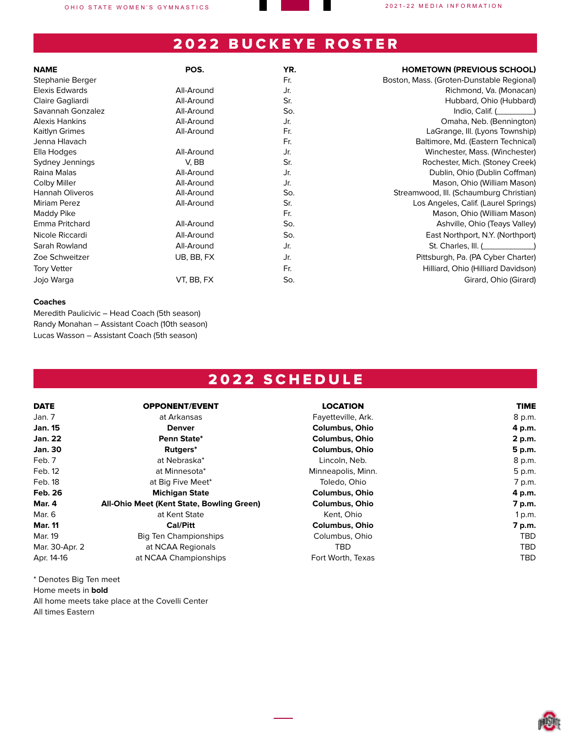## 2022 BUCKEYE ROSTER

| NAME | POS. | YR. | HOMETOWN (PREVIOUS SCHOOL) |
|---|---|---|---|
| Stephanie Berger | | Fr. | Boston, Mass. (Groten-Dunstable Regional) |
| Elexis Edwards | All-Around | Jr. | Richmond, Va. (Monacan) |
| Claire Gagliardi | All-Around | Sr. | Hubbard, Ohio (Hubbard) |
| Savannah Gonzalez | All-Around | So. | Indio, Calif. (__________) |
| Alexis Hankins | All-Around | Jr. | Omaha, Neb. (Bennington) |
| Kaitlyn Grimes | All-Around | Fr. | LaGrange, Ill. (Lyons Township) |
| Jenna Hlavach | | Fr. | Baltimore, Md. (Eastern Technical) |
| Ella Hodges | All-Around | Jr. | Winchester, Mass. (Winchester) |
| Sydney Jennings | V, BB | Sr. | Rochester, Mich. (Stoney Creek) |
| Raina Malas | All-Around | Jr. | Dublin, Ohio (Dublin Coffman) |
| Colby Miller | All-Around | Jr. | Mason, Ohio (William Mason) |
| Hannah Oliveros | All-Around | So. | Streamwood, Ill. (Schaumburg Christian) |
| Miriam Perez | All-Around | Sr. | Los Angeles, Calif. (Laurel Springs) |
| Maddy Pike | | Fr. | Mason, Ohio (William Mason) |
| Emma Pritchard | All-Around | So. | Ashville, Ohio (Teays Valley) |
| Nicole Riccardi | All-Around | So. | East Northport, N.Y. (Northport) |
| Sarah Rowland | All-Around | Jr. | St. Charles, Ill. (____________) |
| Zoe Schweitzer | UB, BB, FX | Jr. | Pittsburgh, Pa. (PA Cyber Charter) |
| Tory Vetter | | Fr. | Hilliard, Ohio (Hilliard Davidson) |
| Jojo Warga | VT, BB, FX | So. | Girard, Ohio (Girard) |

**Coaches**

Meredith Paulicivic – Head Coach (5th season)
Randy Monahan – Assistant Coach (10th season)
Lucas Wasson – Assistant Coach (5th season)

## 2022 SCHEDULE

| DATE | OPPONENT/EVENT | LOCATION | TIME |
|---|---|---|---|
| Jan. 7 | at Arkansas | Fayetteville, Ark. | 8 p.m. |
| **Jan. 15** | **Denver** | **Columbus, Ohio** | **4 p.m.** |
| **Jan. 22** | **Penn State*** | **Columbus, Ohio** | **2 p.m.** |
| **Jan. 30** | **Rutgers*** | **Columbus, Ohio** | **5 p.m.** |
| Feb. 7 | at Nebraska* | Lincoln, Neb. | 8 p.m. |
| Feb. 12 | at Minnesota* | Minneapolis, Minn. | 5 p.m. |
| Feb. 18 | at Big Five Meet* | Toledo, Ohio | 7 p.m. |
| **Feb. 26** | **Michigan State** | **Columbus, Ohio** | **4 p.m.** |
| **Mar. 4** | **All-Ohio Meet (Kent State, Bowling Green)** | **Columbus, Ohio** | **7 p.m.** |
| Mar. 6 | at Kent State | Kent, Ohio | 1 p.m. |
| **Mar. 11** | **Cal/Pitt** | **Columbus, Ohio** | **7 p.m.** |
| Mar. 19 | Big Ten Championships | Columbus, Ohio | TBD |
| Mar. 30-Apr. 2 | at NCAA Regionals | TBD | TBD |
| Apr. 14-16 | at NCAA Championships | Fort Worth, Texas | TBD |

* Denotes Big Ten meet
Home meets in **bold**
All home meets take place at the Covelli Center
All times Eastern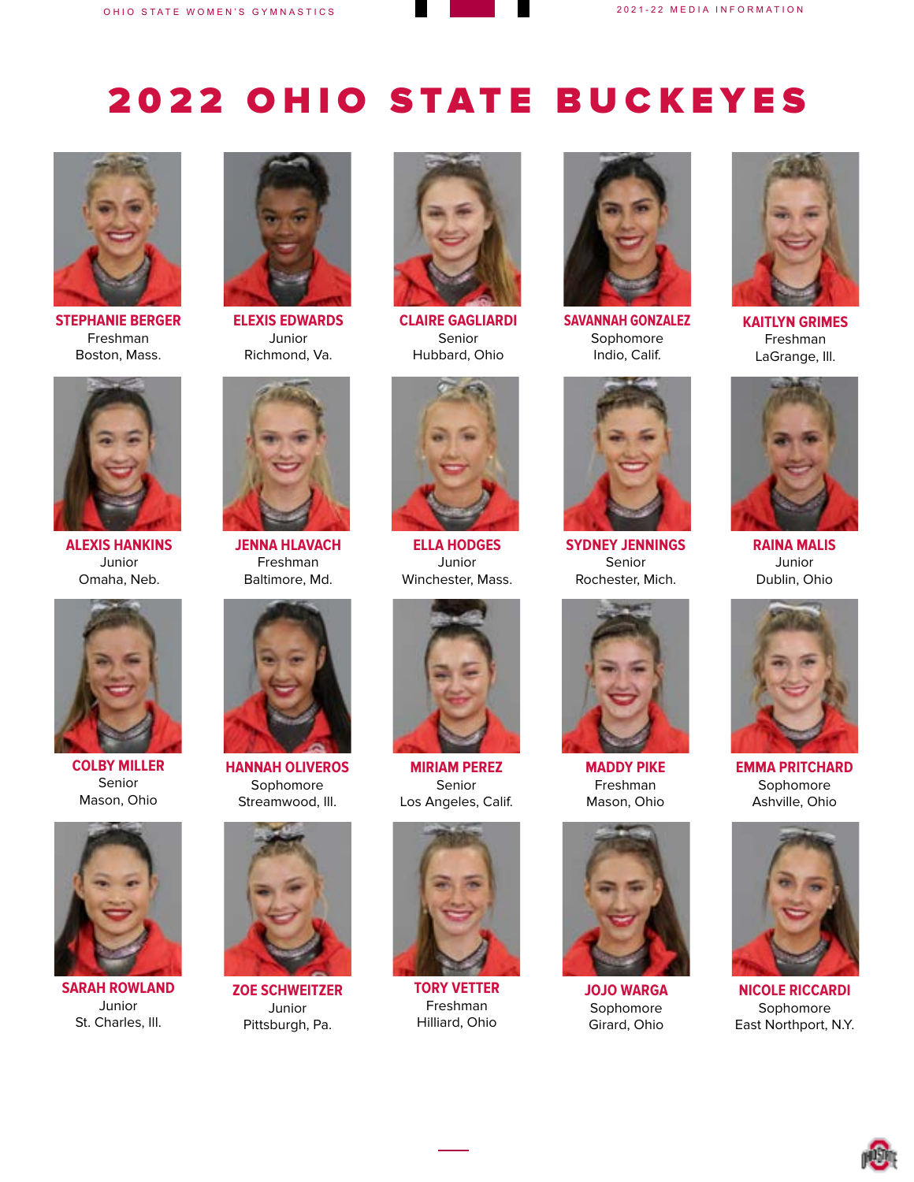# 2022 OHIO STATE BUCKEYES

**STEPHANIE BERGER**
Freshman
Boston, Mass.

**ELEXIS EDWARDS**
Junior
Richmond, Va.

**CLAIRE GAGLIARDI**
Senior
Hubbard, Ohio

**SAVANNAH GONZALEZ**
Sophomore
Indio, Calif.

**KAITLYN GRIMES**
Freshman
LaGrange, Ill.

**ALEXIS HANKINS**
Junior
Omaha, Neb.

**JENNA HLAVACH**
Freshman
Baltimore, Md.

**ELLA HODGES**
Junior
Winchester, Mass.

**SYDNEY JENNINGS**
Senior
Rochester, Mich.

**RAINA MALIS**
Junior
Dublin, Ohio

**COLBY MILLER**
Senior
Mason, Ohio

**HANNAH OLIVEROS**
Sophomore
Streamwood, Ill.

**MIRIAM PEREZ**
Senior
Los Angeles, Calif.

**MADDY PIKE**
Freshman
Mason, Ohio

**EMMA PRITCHARD**
Sophomore
Ashville, Ohio

**SARAH ROWLAND**
Junior
St. Charles, Ill.

**ZOE SCHWEITZER**
Junior
Pittsburgh, Pa.

**TORY VETTER**
Freshman
Hilliard, Ohio

**JOJO WARGA**
Sophomore
Girard, Ohio

**NICOLE RICCARDI**
Sophomore
East Northport, N.Y.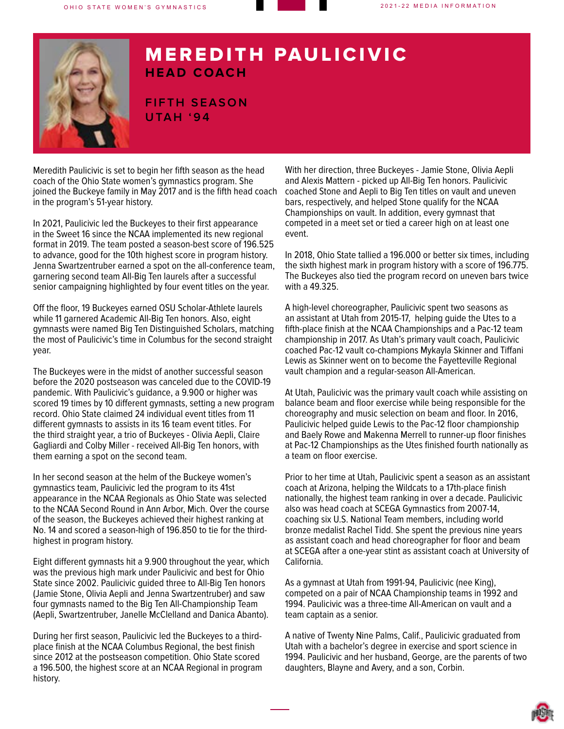# MEREDITH PAULICIVIC

## HEAD COACH

**FIFTH SEASON**
**UTAH '94**

Meredith Paulicivic is set to begin her fifth season as the head coach of the Ohio State women's gymnastics program. She joined the Buckeye family in May 2017 and is the fifth head coach in the program's 51-year history.

In 2021, Paulicivic led the Buckeyes to their first appearance in the Sweet 16 since the NCAA implemented its new regional format in 2019. The team posted a season-best score of 196.525 to advance, good for the 10th highest score in program history. Jenna Swartzentruber earned a spot on the all-conference team, garnering second team All-Big Ten laurels after a successful senior campaigning highlighted by four event titles on the year.

Off the floor, 19 Buckeyes earned OSU Scholar-Athlete laurels while 11 garnered Academic All-Big Ten honors. Also, eight gymnasts were named Big Ten Distinguished Scholars, matching the most of Paulicivic's time in Columbus for the second straight year.

The Buckeyes were in the midst of another successful season before the 2020 postseason was canceled due to the COVID-19 pandemic. With Paulicivic's guidance, a 9.900 or higher was scored 19 times by 10 different gymnasts, setting a new program record. Ohio State claimed 24 individual event titles from 11 different gymnasts to assists in its 16 team event titles. For the third straight year, a trio of Buckeyes - Olivia Aepli, Claire Gagliardi and Colby Miller - received All-Big Ten honors, with them earning a spot on the second team.

In her second season at the helm of the Buckeye women's gymnastics team, Paulicivic led the program to its 41st appearance in the NCAA Regionals as Ohio State was selected to the NCAA Second Round in Ann Arbor, Mich. Over the course of the season, the Buckeyes achieved their highest ranking at No. 14 and scored a season-high of 196.850 to tie for the third-highest in program history.

Eight different gymnasts hit a 9.900 throughout the year, which was the previous high mark under Paulicivic and best for Ohio State since 2002. Paulicivic guided three to All-Big Ten honors (Jamie Stone, Olivia Aepli and Jenna Swartzentruber) and saw four gymnasts named to the Big Ten All-Championship Team (Aepli, Swartzentruber, Janelle McClelland and Danica Abanto).

During her first season, Paulicivic led the Buckeyes to a third-place finish at the NCAA Columbus Regional, the best finish since 2012 at the postseason competition. Ohio State scored a 196.500, the highest score at an NCAA Regional in program history.

With her direction, three Buckeyes - Jamie Stone, Olivia Aepli and Alexis Mattern - picked up All-Big Ten honors. Paulicivic coached Stone and Aepli to Big Ten titles on vault and uneven bars, respectively, and helped Stone qualify for the NCAA Championships on vault. In addition, every gymnast that competed in a meet set or tied a career high on at least one event.

In 2018, Ohio State tallied a 196.000 or better six times, including the sixth highest mark in program history with a score of 196.775. The Buckeyes also tied the program record on uneven bars twice with a 49.325.

A high-level choreographer, Paulicivic spent two seasons as an assistant at Utah from 2015-17, helping guide the Utes to a fifth-place finish at the NCAA Championships and a Pac-12 team championship in 2017. As Utah's primary vault coach, Paulicivic coached Pac-12 vault co-champions Mykayla Skinner and Tiffani Lewis as Skinner went on to become the Fayetteville Regional vault champion and a regular-season All-American.

At Utah, Paulicivic was the primary vault coach while assisting on balance beam and floor exercise while being responsible for the choreography and music selection on beam and floor. In 2016, Paulicivic helped guide Lewis to the Pac-12 floor championship and Baely Rowe and Makenna Merrell to runner-up floor finishes at Pac-12 Championships as the Utes finished fourth nationally as a team on floor exercise.

Prior to her time at Utah, Paulicivic spent a season as an assistant coach at Arizona, helping the Wildcats to a 17th-place finish nationally, the highest team ranking in over a decade. Paulicivic also was head coach at SCEGA Gymnastics from 2007-14, coaching six U.S. National Team members, including world bronze medalist Rachel Tidd. She spent the previous nine years as assistant coach and head choreographer for floor and beam at SCEGA after a one-year stint as assistant coach at University of California.

As a gymnast at Utah from 1991-94, Paulicivic (nee King), competed on a pair of NCAA Championship teams in 1992 and 1994. Paulicivic was a three-time All-American on vault and a team captain as a senior.

A native of Twenty Nine Palms, Calif., Paulicivic graduated from Utah with a bachelor's degree in exercise and sport science in 1994. Paulicivic and her husband, George, are the parents of two daughters, Blayne and Avery, and a son, Corbin.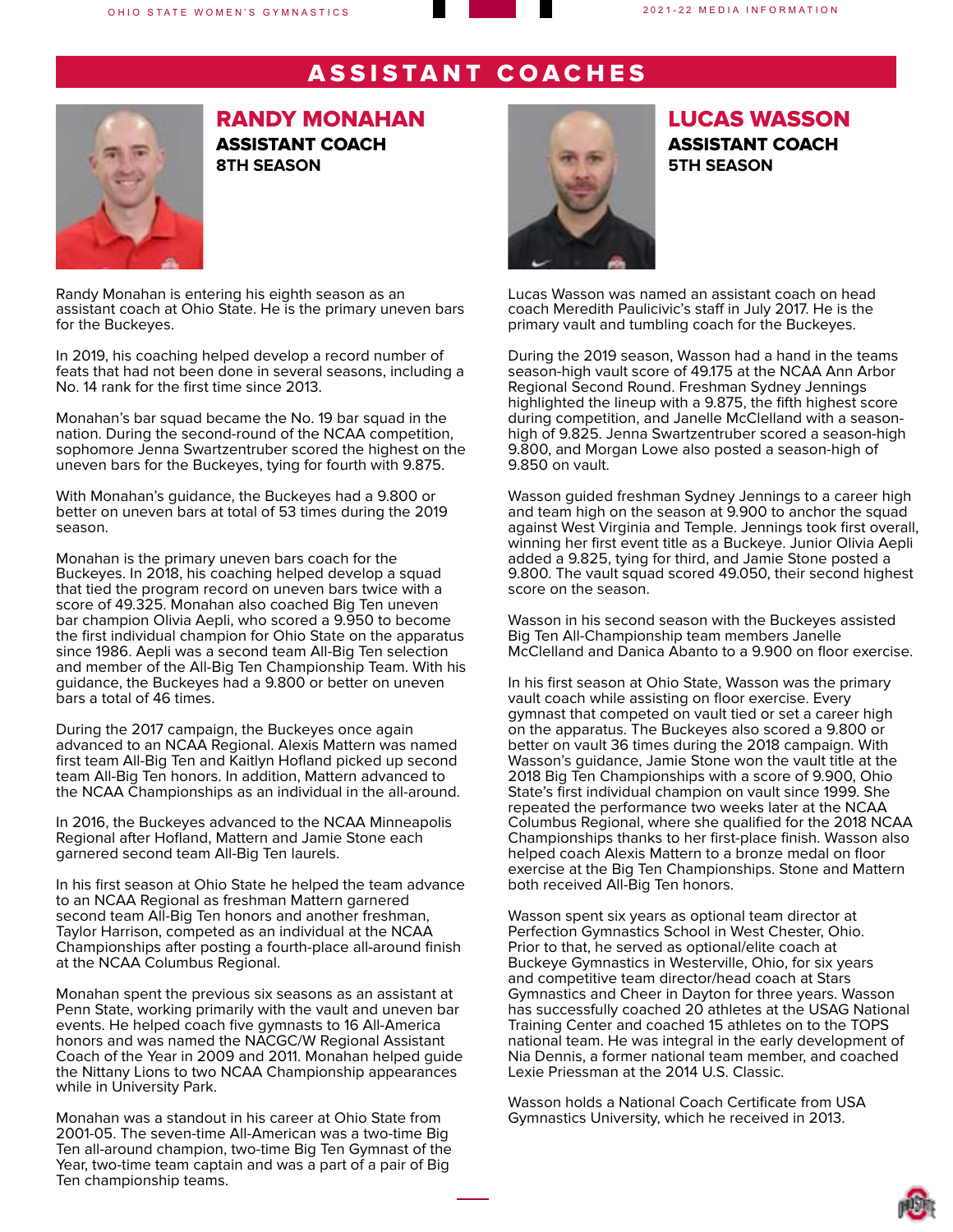# ASSISTANT COACHES

## RANDY MONAHAN

**ASSISTANT COACH**
**8TH SEASON**

Randy Monahan is entering his eighth season as an assistant coach at Ohio State. He is the primary uneven bars for the Buckeyes.

In 2019, his coaching helped develop a record number of feats that had not been done in several seasons, including a No. 14 rank for the first time since 2013.

Monahan's bar squad became the No. 19 bar squad in the nation. During the second-round of the NCAA competition, sophomore Jenna Swartzentruber scored the highest on the uneven bars for the Buckeyes, tying for fourth with 9.875.

With Monahan's guidance, the Buckeyes had a 9.800 or better on uneven bars at total of 53 times during the 2019 season.

Monahan is the primary uneven bars coach for the Buckeyes. In 2018, his coaching helped develop a squad that tied the program record on uneven bars twice with a score of 49.325. Monahan also coached Big Ten uneven bar champion Olivia Aepli, who scored a 9.950 to become the first individual champion for Ohio State on the apparatus since 1986. Aepli was a second team All-Big Ten selection and member of the All-Big Ten Championship Team. With his guidance, the Buckeyes had a 9.800 or better on uneven bars a total of 46 times.

During the 2017 campaign, the Buckeyes once again advanced to an NCAA Regional. Alexis Mattern was named first team All-Big Ten and Kaitlyn Hofland picked up second team All-Big Ten honors. In addition, Mattern advanced to the NCAA Championships as an individual in the all-around.

In 2016, the Buckeyes advanced to the NCAA Minneapolis Regional after Hofland, Mattern and Jamie Stone each garnered second team All-Big Ten laurels.

In his first season at Ohio State he helped the team advance to an NCAA Regional as freshman Mattern garnered second team All-Big Ten honors and another freshman, Taylor Harrison, competed as an individual at the NCAA Championships after posting a fourth-place all-around finish at the NCAA Columbus Regional.

Monahan spent the previous six seasons as an assistant at Penn State, working primarily with the vault and uneven bar events. He helped coach five gymnasts to 16 All-America honors and was named the NACGC/W Regional Assistant Coach of the Year in 2009 and 2011. Monahan helped guide the Nittany Lions to two NCAA Championship appearances while in University Park.

Monahan was a standout in his career at Ohio State from 2001-05. The seven-time All-American was a two-time Big Ten all-around champion, two-time Big Ten Gymnast of the Year, two-time team captain and was a part of a pair of Big Ten championship teams.

## LUCAS WASSON

**ASSISTANT COACH**
**5TH SEASON**

Lucas Wasson was named an assistant coach on head coach Meredith Paulicivic's staff in July 2017. He is the primary vault and tumbling coach for the Buckeyes.

During the 2019 season, Wasson had a hand in the teams season-high vault score of 49.175 at the NCAA Ann Arbor Regional Second Round. Freshman Sydney Jennings highlighted the lineup with a 9.875, the fifth highest score during competition, and Janelle McClelland with a season-high of 9.825. Jenna Swartzentruber scored a season-high 9.800, and Morgan Lowe also posted a season-high of 9.850 on vault.

Wasson guided freshman Sydney Jennings to a career high and team high on the season at 9.900 to anchor the squad against West Virginia and Temple. Jennings took first overall, winning her first event title as a Buckeye. Junior Olivia Aepli added a 9.825, tying for third, and Jamie Stone posted a 9.800. The vault squad scored 49.050, their second highest score on the season.

Wasson in his second season with the Buckeyes assisted Big Ten All-Championship team members Janelle McClelland and Danica Abanto to a 9.900 on floor exercise.

In his first season at Ohio State, Wasson was the primary vault coach while assisting on floor exercise. Every gymnast that competed on vault tied or set a career high on the apparatus. The Buckeyes also scored a 9.800 or better on vault 36 times during the 2018 campaign. With Wasson's guidance, Jamie Stone won the vault title at the 2018 Big Ten Championships with a score of 9.900, Ohio State's first individual champion on vault since 1999. She repeated the performance two weeks later at the NCAA Columbus Regional, where she qualified for the 2018 NCAA Championships thanks to her first-place finish. Wasson also helped coach Alexis Mattern to a bronze medal on floor exercise at the Big Ten Championships. Stone and Mattern both received All-Big Ten honors.

Wasson spent six years as optional team director at Perfection Gymnastics School in West Chester, Ohio. Prior to that, he served as optional/elite coach at Buckeye Gymnastics in Westerville, Ohio, for six years and competitive team director/head coach at Stars Gymnastics and Cheer in Dayton for three years. Wasson has successfully coached 20 athletes at the USAG National Training Center and coached 15 athletes on to the TOPS national team. He was integral in the early development of Nia Dennis, a former national team member, and coached Lexie Priessman at the 2014 U.S. Classic.

Wasson holds a National Coach Certificate from USA Gymnastics University, which he received in 2013.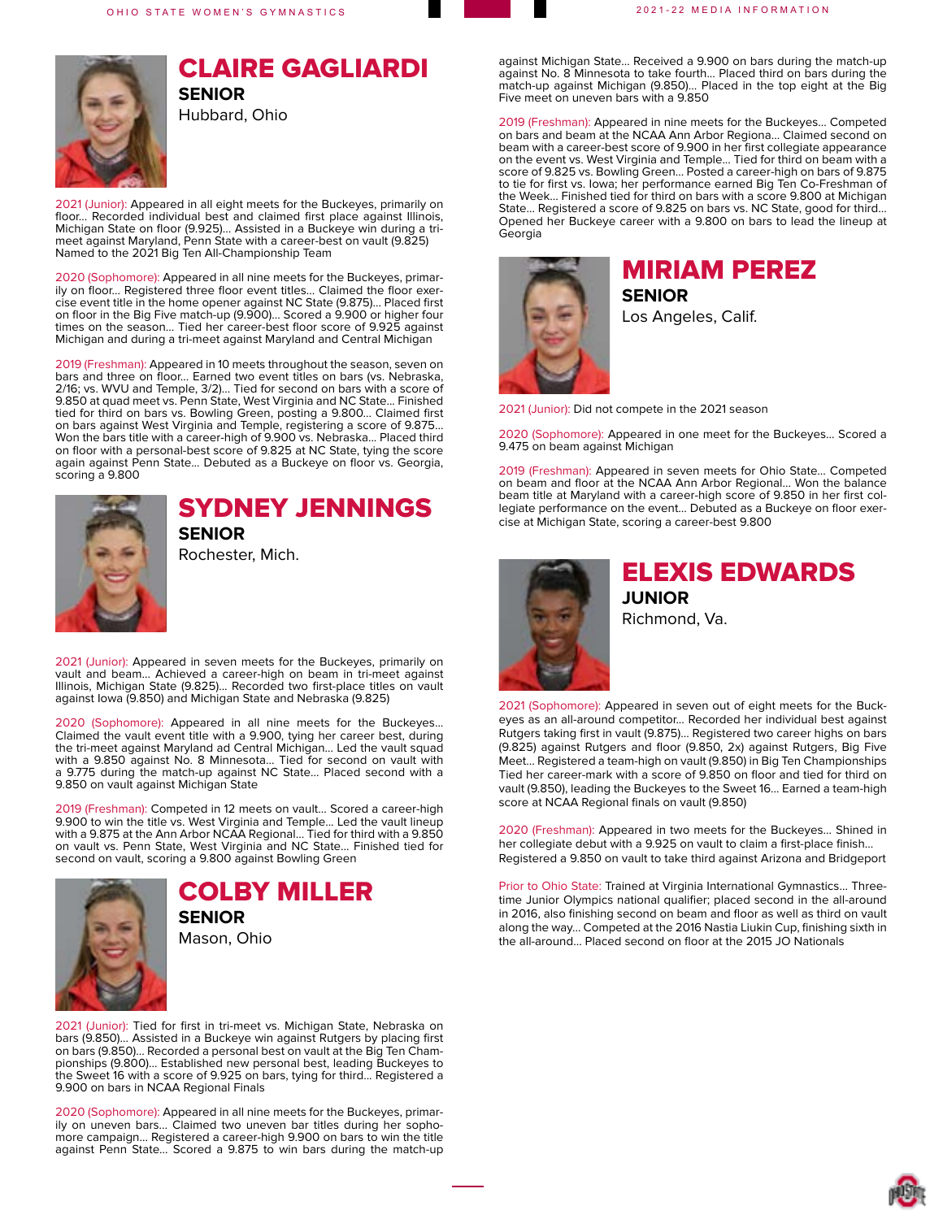## CLAIRE GAGLIARDI

**SENIOR**

Hubbard, Ohio

2021 (Junior): Appeared in all eight meets for the Buckeyes, primarily on floor... Recorded individual best and claimed first place against Illinois, Michigan State on floor (9.925)... Assisted in a Buckeye win during a tri-meet against Maryland, Penn State with a career-best on vault (9.825) Named to the 2021 Big Ten All-Championship Team

2020 (Sophomore): Appeared in all nine meets for the Buckeyes, primarily on floor... Registered three floor event titles... Claimed the floor exercise event title in the home opener against NC State (9.875)... Placed first on floor in the Big Five match-up (9.900)... Scored a 9.900 or higher four times on the season... Tied her career-best floor score of 9.925 against Michigan and during a tri-meet against Maryland and Central Michigan

2019 (Freshman): Appeared in 10 meets throughout the season, seven on bars and three on floor... Earned two event titles on bars (vs. Nebraska, 2/16; vs. WVU and Temple, 3/2)... Tied for second on bars with a score of 9.850 at quad meet vs. Penn State, West Virginia and NC State... Finished tied for third on bars vs. Bowling Green, posting a 9.800... Claimed first on bars against West Virginia and Temple, registering a score of 9.875... Won the bars title with a career-high of 9.900 vs. Nebraska... Placed third on floor with a personal-best score of 9.825 at NC State, tying the score again against Penn State... Debuted as a Buckeye on floor vs. Georgia, scoring a 9.800

## SYDNEY JENNINGS

**SENIOR**

Rochester, Mich.

2021 (Junior): Appeared in seven meets for the Buckeyes, primarily on vault and beam... Achieved a career-high on beam in tri-meet against Illinois, Michigan State (9.825)... Recorded two first-place titles on vault against Iowa (9.850) and Michigan State and Nebraska (9.825)

2020 (Sophomore): Appeared in all nine meets for the Buckeyes... Claimed the vault event title with a 9.900, tying her career best, during the tri-meet against Maryland ad Central Michigan... Led the vault squad with a 9.850 against No. 8 Minnesota... Tied for second on vault with a 9.775 during the match-up against NC State... Placed second with a 9.850 on vault against Michigan State

2019 (Freshman): Competed in 12 meets on vault... Scored a career-high 9.900 to win the title vs. West Virginia and Temple... Led the vault lineup with a 9.875 at the Ann Arbor NCAA Regional... Tied for third with a 9.850 on vault vs. Penn State, West Virginia and NC State... Finished tied for second on vault, scoring a 9.800 against Bowling Green

## COLBY MILLER

**SENIOR**

Mason, Ohio

2021 (Junior): Tied for first in tri-meet vs. Michigan State, Nebraska on bars (9.850)... Assisted in a Buckeye win against Rutgers by placing first on bars (9.850)... Recorded a personal best on vault at the Big Ten Championships (9.800)... Established new personal best, leading Buckeyes to the Sweet 16 with a score of 9.925 on bars, tying for third... Registered a 9.900 on bars in NCAA Regional Finals

2020 (Sophomore): Appeared in all nine meets for the Buckeyes, primarily on uneven bars... Claimed two uneven bar titles during her sophomore campaign... Registered a career-high 9.900 on bars to win the title against Penn State... Scored a 9.875 to win bars during the match-up against Michigan State... Received a 9.900 on bars during the match-up against No. 8 Minnesota to take fourth... Placed third on bars during the match-up against Michigan (9.850)... Placed in the top eight at the Big Five meet on uneven bars with a 9.850

2019 (Freshman): Appeared in nine meets for the Buckeyes... Competed on bars and beam at the NCAA Ann Arbor Regiona... Claimed second on beam with a career-best score of 9.900 in her first collegiate appearance on the event vs. West Virginia and Temple... Tied for third on beam with a score of 9.825 vs. Bowling Green... Posted a career-high on bars of 9.875 to tie for first vs. Iowa; her performance earned Big Ten Co-Freshman of the Week... Finished tied for third on bars with a score 9.800 at Michigan State... Registered a score of 9.825 on bars vs. NC State, good for third... Opened her Buckeye career with a 9.800 on bars to lead the lineup at Georgia

## MIRIAM PEREZ

**SENIOR**

Los Angeles, Calif.

2021 (Junior): Did not compete in the 2021 season

2020 (Sophomore): Appeared in one meet for the Buckeyes... Scored a 9.475 on beam against Michigan

2019 (Freshman): Appeared in seven meets for Ohio State... Competed on beam and floor at the NCAA Ann Arbor Regional... Won the balance beam title at Maryland with a career-high score of 9.850 in her first collegiate performance on the event... Debuted as a Buckeye on floor exercise at Michigan State, scoring a career-best 9.800

## ELEXIS EDWARDS

**JUNIOR**

Richmond, Va.

2021 (Sophomore): Appeared in seven out of eight meets for the Buckeyes as an all-around competitor... Recorded her individual best against Rutgers taking first in vault (9.875)... Registered two career highs on bars (9.825) against Rutgers and floor (9.850, 2x) against Rutgers, Big Five Meet... Registered a team-high on vault (9.850) in Big Ten Championships Tied her career-mark with a score of 9.850 on floor and tied for third on vault (9.850), leading the Buckeyes to the Sweet 16... Earned a team-high score at NCAA Regional finals on vault (9.850)

2020 (Freshman): Appeared in two meets for the Buckeyes... Shined in her collegiate debut with a 9.925 on vault to claim a first-place finish... Registered a 9.850 on vault to take third against Arizona and Bridgeport

Prior to Ohio State: Trained at Virginia International Gymnastics... Three-time Junior Olympics national qualifier; placed second in the all-around in 2016, also finishing second on beam and floor as well as third on vault along the way... Competed at the 2016 Nastia Liukin Cup, finishing sixth in the all-around... Placed second on floor at the 2015 JO Nationals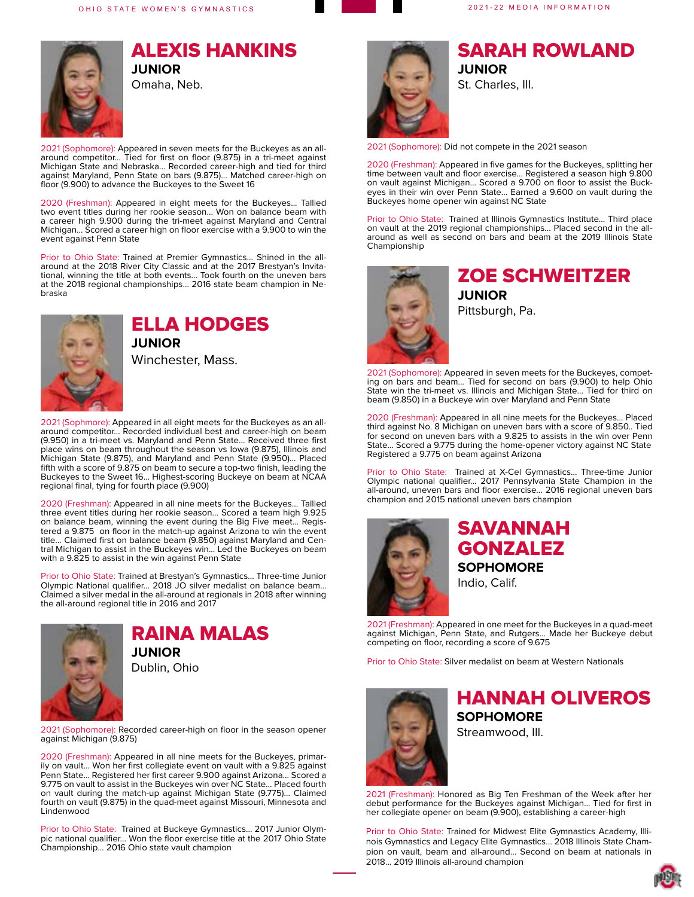## ALEXIS HANKINS
**JUNIOR**
Omaha, Neb.

2021 (Sophomore): Appeared in seven meets for the Buckeyes as an all-around competitor... Tied for first on floor (9.875) in a tri-meet against Michigan State and Nebraska... Recorded career-high and tied for third against Maryland, Penn State on bars (9.875)... Matched career-high on floor (9.900) to advance the Buckeyes to the Sweet 16

2020 (Freshman): Appeared in eight meets for the Buckeyes... Tallied two event titles during her rookie season... Won on balance beam with a career high 9.900 during the tri-meet against Maryland and Central Michigan... Scored a career high on floor exercise with a 9.900 to win the event against Penn State

Prior to Ohio State: Trained at Premier Gymnastics... Shined in the all-around at the 2018 River City Classic and at the 2017 Brestyan's Invitational, winning the title at both events... Took fourth on the uneven bars at the 2018 regional championships... 2016 state beam champion in Nebraska

## ELLA HODGES
**JUNIOR**
Winchester, Mass.

2021 (Sophphmore): Appeared in all eight meets for the Buckeyes as an all-around competitor... Recorded individual best and career-high on beam (9.950) in a tri-meet vs. Maryland and Penn State... Received three first place wins on beam throughout the season vs Iowa (9.875), Illinois and Michigan State (9.875), and Maryland and Penn State (9.950)... Placed fifth with a score of 9.875 on beam to secure a top-two finish, leading the Buckeyes to the Sweet 16... Highest-scoring Buckeye on beam at NCAA regional final, tying for fourth place (9.900)

2020 (Freshman): Appeared in all nine meets for the Buckeyes... Tallied three event titles during her rookie season... Scored a team high 9.925 on balance beam, winning the event during the Big Five meet... Registered a 9.875 on floor in the match-up against Arizona to win the event title... Claimed first on balance beam (9.850) against Maryland and Central Michigan to assist in the Buckeyes win... Led the Buckeyes on beam with a 9.825 to assist in the win against Penn State

Prior to Ohio State: Trained at Brestyan's Gymnastics... Three-time Junior Olympic National qualifier... 2018 JO silver medalist on balance beam... Claimed a silver medal in the all-around at regionals in 2018 after winning the all-around regional title in 2016 and 2017

## RAINA MALAS
**JUNIOR**
Dublin, Ohio

2021 (Sophomore): Recorded career-high on floor in the season opener against Michigan (9.875)

2020 (Freshman): Appeared in all nine meets for the Buckeyes, primarily on vault... Won her first collegiate event on vault with a 9.825 against Penn State... Registered her first career 9.900 against Arizona... Scored a 9.775 on vault to assist in the Buckeyes win over NC State... Placed fourth on vault during the match-up against Michigan State (9.775)... Claimed fourth on vault (9.875) in the quad-meet against Missouri, Minnesota and Lindenwood

Prior to Ohio State: Trained at Buckeye Gymnastics... 2017 Junior Olympic national qualifier... Won the floor exercise title at the 2017 Ohio State Championship... 2016 Ohio state vault champion

## SARAH ROWLAND
**JUNIOR**
St. Charles, Ill.

2021 (Sophomore): Did not compete in the 2021 season

2020 (Freshman): Appeared in five games for the Buckeyes, splitting her time between vault and floor exercise... Registered a season high 9.800 on vault against Michigan... Scored a 9.700 on floor to assist the Buckeyes in their win over Penn State... Earned a 9.600 on vault during the Buckeyes home opener win against NC State

Prior to Ohio State: Trained at Illinois Gymnastics Institute... Third place on vault at the 2019 regional championships... Placed second in the all-around as well as second on bars and beam at the 2019 Illinois State Championship

## ZOE SCHWEITZER
**JUNIOR**
Pittsburgh, Pa.

2021 (Sophomore): Appeared in seven meets for the Buckeyes, competing on bars and beam... Tied for second on bars (9.900) to help Ohio State win the tri-meet vs. Illinois and Michigan State... Tied for third on beam (9.850) in a Buckeye win over Maryland and Penn State

2020 (Freshman): Appeared in all nine meets for the Buckeyes... Placed third against No. 8 Michigan on uneven bars with a score of 9.850.. Tied for second on uneven bars with a 9.825 to assists in the win over Penn State... Scored a 9.775 during the home-opener victory against NC State Registered a 9.775 on beam against Arizona

Prior to Ohio State: Trained at X-Cel Gymnastics... Three-time Junior Olympic national qualifier... 2017 Pennsylvania State Champion in the all-around, uneven bars and floor exercise... 2016 regional uneven bars champion and 2015 national uneven bars champion

## SAVANNAH GONZALEZ
**SOPHOMORE**
Indio, Calif.

2021 (Freshman): Appeared in one meet for the Buckeyes in a quad-meet against Michigan, Penn State, and Rutgers... Made her Buckeye debut competing on floor, recording a score of 9.675

Prior to Ohio State: Silver medalist on beam at Western Nationals

## HANNAH OLIVEROS
**SOPHOMORE**
Streamwood, Ill.

2021 (Freshman): Honored as Big Ten Freshman of the Week after her debut performance for the Buckeyes against Michigan... Tied for first in her collegiate opener on beam (9.900), establishing a career-high

Prior to Ohio State: Trained for Midwest Elite Gymnastics Academy, Illinois Gymnastics and Legacy Elite Gymnastics... 2018 Illinois State Champion on vault, beam and all-around... Second on beam at nationals in 2018... 2019 Illinois all-around champion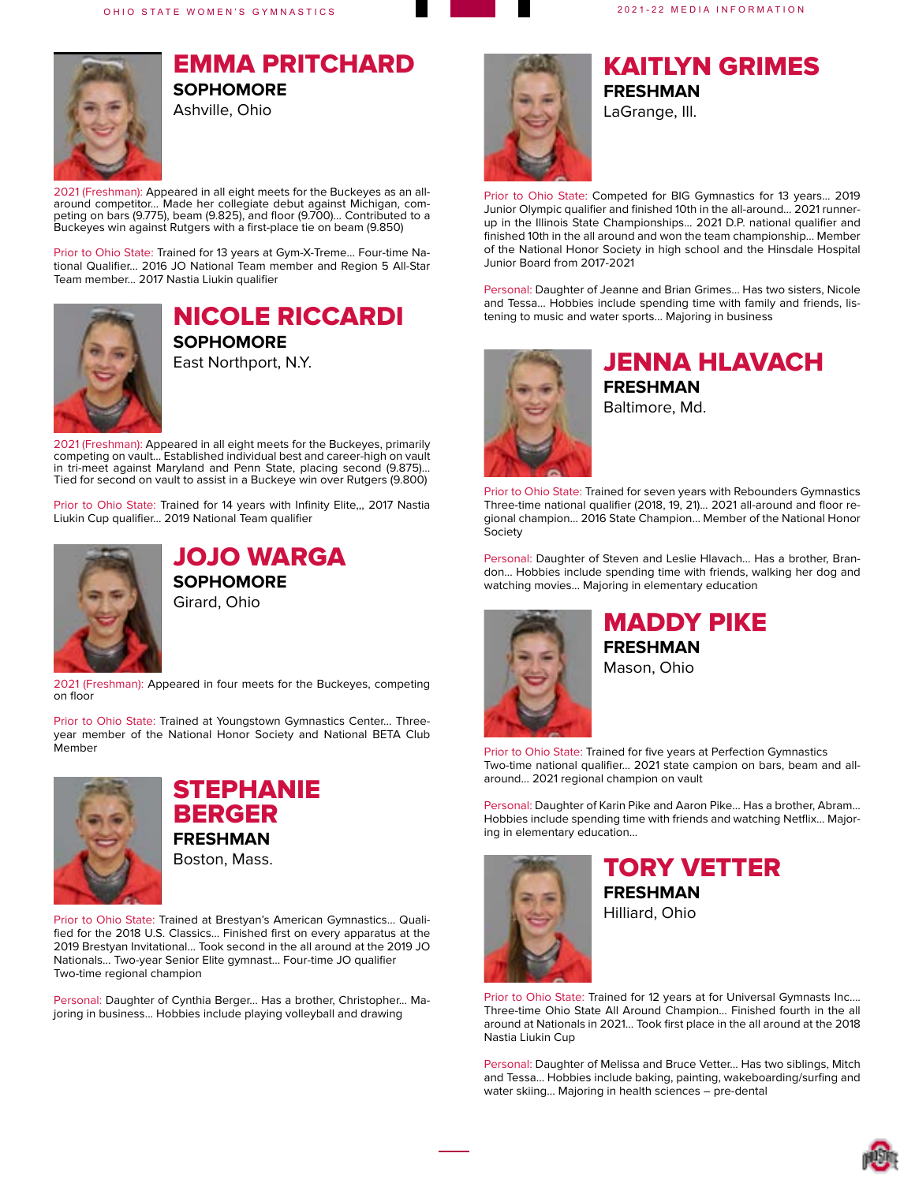## EMMA PRITCHARD

**SOPHOMORE**

Ashville, Ohio

2021 (Freshman): Appeared in all eight meets for the Buckeyes as an all-around competitor... Made her collegiate debut against Michigan, competing on bars (9.775), beam (9.825), and floor (9.700)... Contributed to a Buckeyes win against Rutgers with a first-place tie on beam (9.850)

Prior to Ohio State: Trained for 13 years at Gym-X-Treme... Four-time National Qualifier... 2016 JO National Team member and Region 5 All-Star Team member... 2017 Nastia Liukin qualifier

## NICOLE RICCARDI

**SOPHOMORE**

East Northport, N.Y.

2021 (Freshman): Appeared in all eight meets for the Buckeyes, primarily competing on vault... Established individual best and career-high on vault in tri-meet against Maryland and Penn State, placing second (9.875)... Tied for second on vault to assist in a Buckeye win over Rutgers (9.800)

Prior to Ohio State: Trained for 14 years with Infinity Elite,,, 2017 Nastia Liukin Cup qualifier... 2019 National Team qualifier

## JOJO WARGA

**SOPHOMORE**

Girard, Ohio

2021 (Freshman): Appeared in four meets for the Buckeyes, competing on floor

Prior to Ohio State: Trained at Youngstown Gymnastics Center... Three-year member of the National Honor Society and National BETA Club Member

## STEPHANIE BERGER

**FRESHMAN**

Boston, Mass.

Prior to Ohio State: Trained at Brestyan's American Gymnastics... Qualified for the 2018 U.S. Classics... Finished first on every apparatus at the 2019 Brestyan Invitational... Took second in the all around at the 2019 JO Nationals... Two-year Senior Elite gymnast... Four-time JO qualifier Two-time regional champion

Personal: Daughter of Cynthia Berger... Has a brother, Christopher... Majoring in business... Hobbies include playing volleyball and drawing

## KAITLYN GRIMES

**FRESHMAN**

LaGrange, Ill.

Prior to Ohio State: Competed for BIG Gymnastics for 13 years... 2019 Junior Olympic qualifier and finished 10th in the all-around... 2021 runner-up in the Illinois State Championships... 2021 D.P. national qualifier and finished 10th in the all around and won the team championship... Member of the National Honor Society in high school and the Hinsdale Hospital Junior Board from 2017-2021

Personal: Daughter of Jeanne and Brian Grimes... Has two sisters, Nicole and Tessa... Hobbies include spending time with family and friends, listening to music and water sports... Majoring in business

## JENNA HLAVACH

**FRESHMAN**

Baltimore, Md.

Prior to Ohio State: Trained for seven years with Rebounders Gymnastics Three-time national qualifier (2018, 19, 21)... 2021 all-around and floor regional champion... 2016 State Champion... Member of the National Honor Society

Personal: Daughter of Steven and Leslie Hlavach... Has a brother, Brandon... Hobbies include spending time with friends, walking her dog and watching movies... Majoring in elementary education

## MADDY PIKE

**FRESHMAN**

Mason, Ohio

Prior to Ohio State: Trained for five years at Perfection Gymnastics Two-time national qualifier... 2021 state campion on bars, beam and all-around... 2021 regional champion on vault

Personal: Daughter of Karin Pike and Aaron Pike... Has a brother, Abram... Hobbies include spending time with friends and watching Netflix... Majoring in elementary education...

## TORY VETTER

**FRESHMAN**

Hilliard, Ohio

Prior to Ohio State: Trained for 12 years at for Universal Gymnasts Inc.... Three-time Ohio State All Around Champion... Finished fourth in the all around at Nationals in 2021... Took first place in the all around at the 2018 Nastia Liukin Cup

Personal: Daughter of Melissa and Bruce Vetter... Has two siblings, Mitch and Tessa... Hobbies include baking, painting, wakeboarding/surfing and water skiing... Majoring in health sciences – pre-dental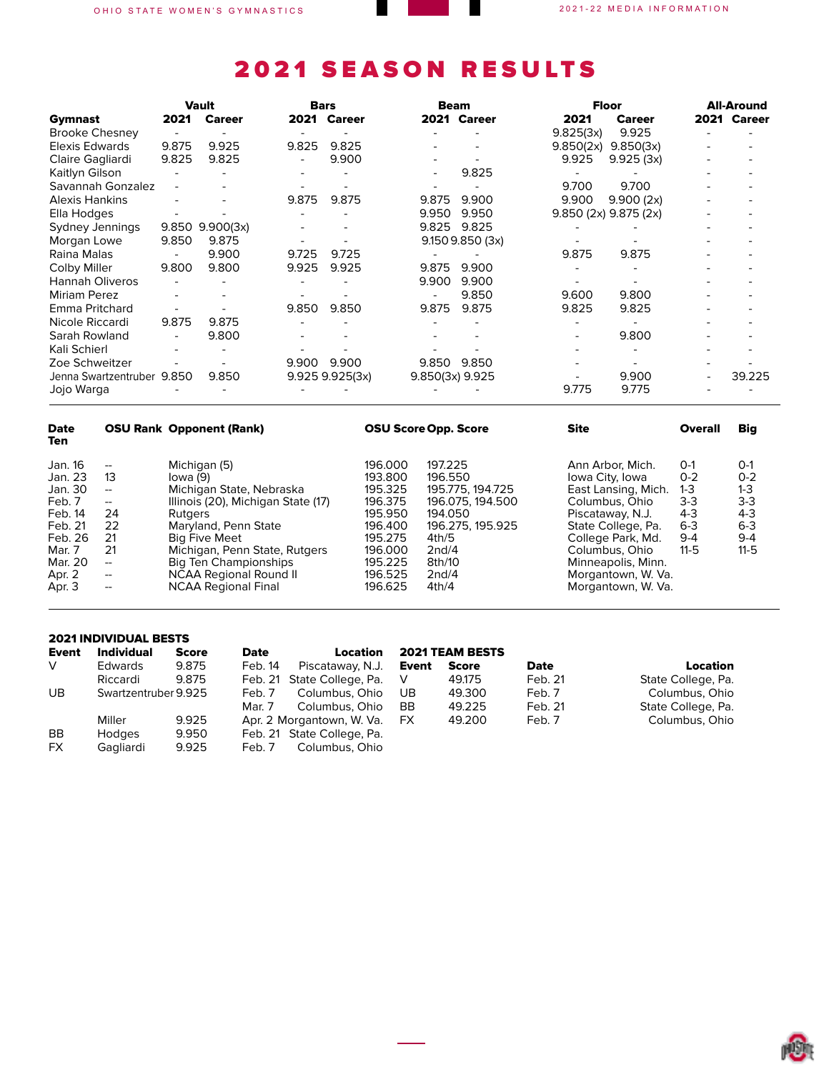# 2021 SEASON RESULTS

| Gymnast | Vault 2021 | Vault Career | Bars 2021 | Bars Career | Beam 2021 | Beam Career | Floor 2021 | Floor Career | All-Around 2021 | All-Around Career |
|---|---|---|---|---|---|---|---|---|---|---|
| Brooke Chesney | - | - | - | - | - | - | 9.825(3x) | 9.925 | - | - |
| Elexis Edwards | 9.875 | 9.925 | 9.825 | 9.825 | - | - | 9.850(2x) | 9.850(3x) | - | - |
| Claire Gagliardi | 9.825 | 9.825 | - | 9.900 | - | - | 9.925 | 9.925 (3x) | - | - |
| Kaitlyn Gilson | - | - | - | - | - | 9.825 | - | - | - | - |
| Savannah Gonzalez | - | - | - | - | - | - | 9.700 | 9.700 | - | - |
| Alexis Hankins | - | - | 9.875 | 9.875 | 9.875 | 9.900 | 9.900 | 9.900 (2x) | - | - |
| Ella Hodges | - | - | - | - | 9.950 | 9.950 | 9.850 (2x) | 9.875 (2x) | - | - |
| Sydney Jennings | 9.850 | 9.900(3x) | - | - | 9.825 | 9.825 | - | - | - | - |
| Morgan Lowe | 9.850 | 9.875 | - | - | 9.150 | 9.850 (3x) | - | - | - | - |
| Raina Malas | - | 9.900 | 9.725 | 9.725 | - | - | 9.875 | 9.875 | - | - |
| Colby Miller | 9.800 | 9.800 | 9.925 | 9.925 | 9.875 | 9.900 | - | - | - | - |
| Hannah Oliveros | - | - | - | - | 9.900 | 9.900 | - | - | - | - |
| Miriam Perez | - | - | - | - | - | 9.850 | 9.600 | 9.800 | - | - |
| Emma Pritchard | - | - | 9.850 | 9.850 | 9.875 | 9.875 | 9.825 | 9.825 | - | - |
| Nicole Riccardi | 9.875 | 9.875 | - | - | - | - | - | - | - | - |
| Sarah Rowland | - | 9.800 | - | - | - | - | - | 9.800 | - | - |
| Kali Schierl | - | - | - | - | - | - | - | - | - | - |
| Zoe Schweitzer | - | - | 9.900 | 9.900 | 9.850 | 9.850 | - | - | - | - |
| Jenna Swartzentruber | 9.850 | 9.850 | 9.925 | 9.925(3x) | 9.850(3x) | 9.925 | - | 9.900 | - | 39.225 |
| Jojo Warga | - | - | - | - | - | - | 9.775 | 9.775 | - | - |

| Date | OSU Rank | Opponent (Rank) | OSU Score | Opp. Score | Site | Overall | Big Ten |
|---|---|---|---|---|---|---|---|
| Jan. 16 | -- | Michigan (5) | 196.000 | 197.225 | Ann Arbor, Mich. | 0-1 | 0-1 |
| Jan. 23 | 13 | Iowa (9) | 193.800 | 196.550 | Iowa City, Iowa | 0-2 | 0-2 |
| Jan. 30 | -- | Michigan State, Nebraska | 195.325 | 195.775, 194.725 | East Lansing, Mich. | 1-3 | 1-3 |
| Feb. 7 | -- | Illinois (20), Michigan State (17) | 196.375 | 196.075, 194.500 | Columbus, Ohio | 3-3 | 3-3 |
| Feb. 14 | 24 | Rutgers | 195.950 | 194.050 | Piscataway, N.J. | 4-3 | 4-3 |
| Feb. 21 | 22 | Maryland, Penn State | 196.400 | 196.275, 195.925 | State College, Pa. | 6-3 | 6-3 |
| Feb. 26 | 21 | Big Five Meet | 195.275 | 4th/5 | College Park, Md. | 9-4 | 9-4 |
| Mar. 7 | 21 | Michigan, Penn State, Rutgers | 196.000 | 2nd/4 | Columbus, Ohio | 11-5 | 11-5 |
| Mar. 20 | -- | Big Ten Championships | 195.225 | 8th/10 | Minneapolis, Minn. | | |
| Apr. 2 | -- | NCAA Regional Round II | 196.525 | 2nd/4 | Morgantown, W. Va. | | |
| Apr. 3 | -- | NCAA Regional Final | 196.625 | 4th/4 | Morgantown, W. Va. | | |

### 2021 INDIVIDUAL BESTS

| Event | Individual | Score | Date | Location |
|---|---|---|---|---|
| V | Edwards | 9.875 | Feb. 14 | Piscataway, N.J. |
| | Riccardi | 9.875 | Feb. 21 | State College, Pa. |
| UB | Swartzentruber | 9.925 | Feb. 7 | Columbus, Ohio |
| | | | Mar. 7 | Columbus, Ohio |
| | Miller | 9.925 | Apr. 2 | Morgantown, W. Va. |
| BB | Hodges | 9.950 | Feb. 21 | State College, Pa. |
| FX | Gagliardi | 9.925 | Feb. 7 | Columbus, Ohio |

### 2021 TEAM BESTS

| Event | Score | Date | Location |
|---|---|---|---|
| V | 49.175 | Feb. 21 | State College, Pa. |
| UB | 49.300 | Feb. 7 | Columbus, Ohio |
| BB | 49.225 | Feb. 21 | State College, Pa. |
| FX | 49.200 | Feb. 7 | Columbus, Ohio |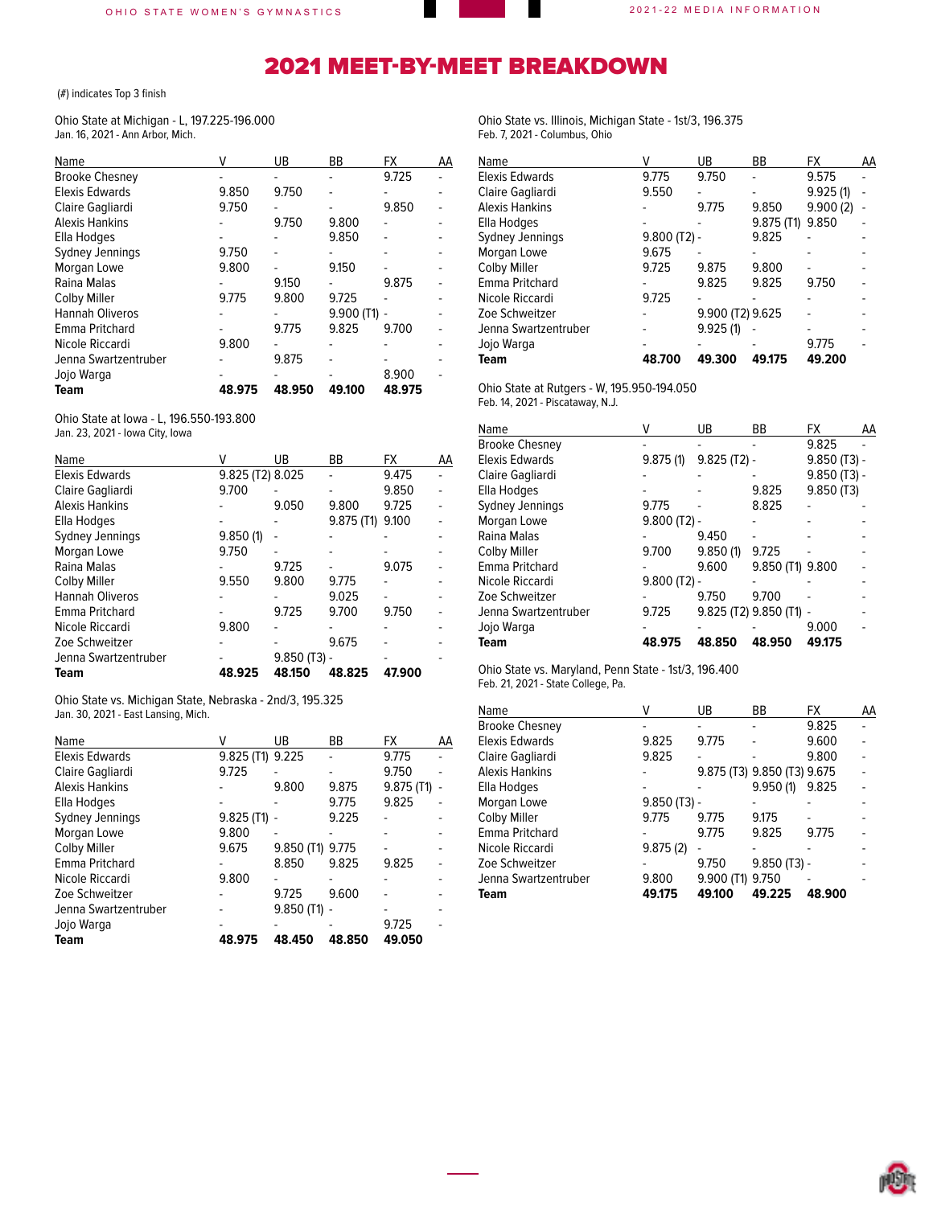# 2021 MEET-BY-MEET BREAKDOWN

(#) indicates Top 3 finish

Ohio State at Michigan - L, 197.225-196.000
Jan. 16, 2021 - Ann Arbor, Mich.

| Name | V | UB | BB | FX | AA |
|---|---|---|---|---|---|
| Brooke Chesney | - | - | - | 9.725 | - |
| Elexis Edwards | 9.850 | 9.750 | - | - | - |
| Claire Gagliardi | 9.750 | - | - | 9.850 | - |
| Alexis Hankins | - | 9.750 | 9.800 | - | - |
| Ella Hodges | - | - | 9.850 | - | - |
| Sydney Jennings | 9.750 | - | - | - | - |
| Morgan Lowe | 9.800 | - | 9.150 | - | - |
| Raina Malas | - | 9.150 | - | 9.875 | - |
| Colby Miller | 9.775 | 9.800 | 9.725 | - | - |
| Hannah Oliveros | - | - | 9.900 (T1) | - | - |
| Emma Pritchard | - | 9.775 | 9.825 | 9.700 | - |
| Nicole Riccardi | 9.800 | - | - | - | - |
| Jenna Swartzentruber | - | 9.875 | - | - | - |
| Jojo Warga | - | - | - | 8.900 | - |
| **Team** | **48.975** | **48.950** | **49.100** | **48.975** | |

Ohio State at Iowa - L, 196.550-193.800
Jan. 23, 2021 - Iowa City, Iowa

| Name | V | UB | BB | FX | AA |
|---|---|---|---|---|---|
| Elexis Edwards | 9.825 (T2) | 8.025 | - | 9.475 | - |
| Claire Gagliardi | 9.700 | - | - | 9.850 | - |
| Alexis Hankins | - | 9.050 | 9.800 | 9.725 | - |
| Ella Hodges | - | - | 9.875 (T1) | 9.100 | - |
| Sydney Jennings | 9.850 (1) | - | - | - | - |
| Morgan Lowe | 9.750 | - | - | - | - |
| Raina Malas | - | 9.725 | - | 9.075 | - |
| Colby Miller | 9.550 | 9.800 | 9.775 | - | - |
| Hannah Oliveros | - | - | 9.025 | - | - |
| Emma Pritchard | - | 9.725 | 9.700 | 9.750 | - |
| Nicole Riccardi | 9.800 | - | - | - | - |
| Zoe Schweitzer | - | - | 9.675 | - | - |
| Jenna Swartzentruber | - | 9.850 (T3) | - | - | - |
| **Team** | **48.925** | **48.150** | **48.825** | **47.900** | |

Ohio State vs. Michigan State, Nebraska - 2nd/3, 195.325
Jan. 30, 2021 - East Lansing, Mich.

| Name | V | UB | BB | FX | AA |
|---|---|---|---|---|---|
| Elexis Edwards | 9.825 (T1) | 9.225 | - | 9.775 | - |
| Claire Gagliardi | 9.725 | - | - | 9.750 | - |
| Alexis Hankins | - | 9.800 | 9.875 | 9.875 (T1) | - |
| Ella Hodges | - | - | 9.775 | 9.825 | - |
| Sydney Jennings | 9.825 (T1) | - | 9.225 | - | - |
| Morgan Lowe | 9.800 | - | - | - | - |
| Colby Miller | 9.675 | 9.850 (T1) | 9.775 | - | - |
| Emma Pritchard | - | 8.850 | 9.825 | 9.825 | - |
| Nicole Riccardi | 9.800 | - | - | - | - |
| Zoe Schweitzer | - | 9.725 | 9.600 | - | - |
| Jenna Swartzentruber | - | 9.850 (T1) | - | - | - |
| Jojo Warga | - | - | - | 9.725 | - |
| **Team** | **48.975** | **48.450** | **48.850** | **49.050** | |

Ohio State vs. Illinois, Michigan State - 1st/3, 196.375
Feb. 7, 2021 - Columbus, Ohio

| Name | V | UB | BB | FX | AA |
|---|---|---|---|---|---|
| Elexis Edwards | 9.775 | 9.750 | - | 9.575 | - |
| Claire Gagliardi | 9.550 | - | - | 9.925 (1) | - |
| Alexis Hankins | - | 9.775 | 9.850 | 9.900 (2) | - |
| Ella Hodges | - | - | 9.875 (T1) | 9.850 | - |
| Sydney Jennings | 9.800 (T2) | - | 9.825 | - | - |
| Morgan Lowe | 9.675 | - | - | - | - |
| Colby Miller | 9.725 | 9.875 | 9.800 | - | - |
| Emma Pritchard | - | 9.825 | 9.825 | 9.750 | - |
| Nicole Riccardi | 9.725 | - | - | - | - |
| Zoe Schweitzer | - | 9.900 (T2) | 9.625 | - | - |
| Jenna Swartzentruber | - | 9.925 (1) | - | - | - |
| Jojo Warga | - | - | - | 9.775 | - |
| **Team** | **48.700** | **49.300** | **49.175** | **49.200** | |

Ohio State at Rutgers - W, 195.950-194.050
Feb. 14, 2021 - Piscataway, N.J.

| Name | V | UB | BB | FX | AA |
|---|---|---|---|---|---|
| Brooke Chesney | - | - | - | 9.825 | - |
| Elexis Edwards | 9.875 (1) | 9.825 (T2) | - | 9.850 (T3) | - |
| Claire Gagliardi | - | - | - | 9.850 (T3) | - |
| Ella Hodges | - | - | 9.825 | 9.850 (T3) | |
| Sydney Jennings | 9.775 | - | 8.825 | - | - |
| Morgan Lowe | 9.800 (T2) | - | - | - | - |
| Raina Malas | - | 9.450 | - | - | - |
| Colby Miller | 9.700 | 9.850 (1) | 9.725 | - | - |
| Emma Pritchard | - | 9.600 | 9.850 (T1) | 9.800 | - |
| Nicole Riccardi | 9.800 (T2) | - | - | - | - |
| Zoe Schweitzer | - | 9.750 | 9.700 | - | - |
| Jenna Swartzentruber | 9.725 | 9.825 (T2) | 9.850 (T1) | - | - |
| Jojo Warga | - | - | - | 9.000 | - |
| **Team** | **48.975** | **48.850** | **48.950** | **49.175** | |

Ohio State vs. Maryland, Penn State - 1st/3, 196.400
Feb. 21, 2021 - State College, Pa.

| Name | V | UB | BB | FX | AA |
|---|---|---|---|---|---|
| Brooke Chesney | - | - | - | 9.825 | - |
| Elexis Edwards | 9.825 | 9.775 | - | 9.600 | - |
| Claire Gagliardi | 9.825 | - | - | 9.800 | - |
| Alexis Hankins | - | 9.875 (T3) | 9.850 (T3) | 9.675 | - |
| Ella Hodges | - | - | 9.950 (1) | 9.825 | - |
| Morgan Lowe | 9.850 (T3) | - | - | - | - |
| Colby Miller | 9.775 | 9.775 | 9.175 | - | - |
| Emma Pritchard | - | 9.775 | 9.825 | 9.775 | - |
| Nicole Riccardi | 9.875 (2) | - | - | - | - |
| Zoe Schweitzer | - | 9.750 | 9.850 (T3) | - | - |
| Jenna Swartzentruber | 9.800 | 9.900 (T1) | 9.750 | - | - |
| **Team** | **49.175** | **49.100** | **49.225** | **48.900** | |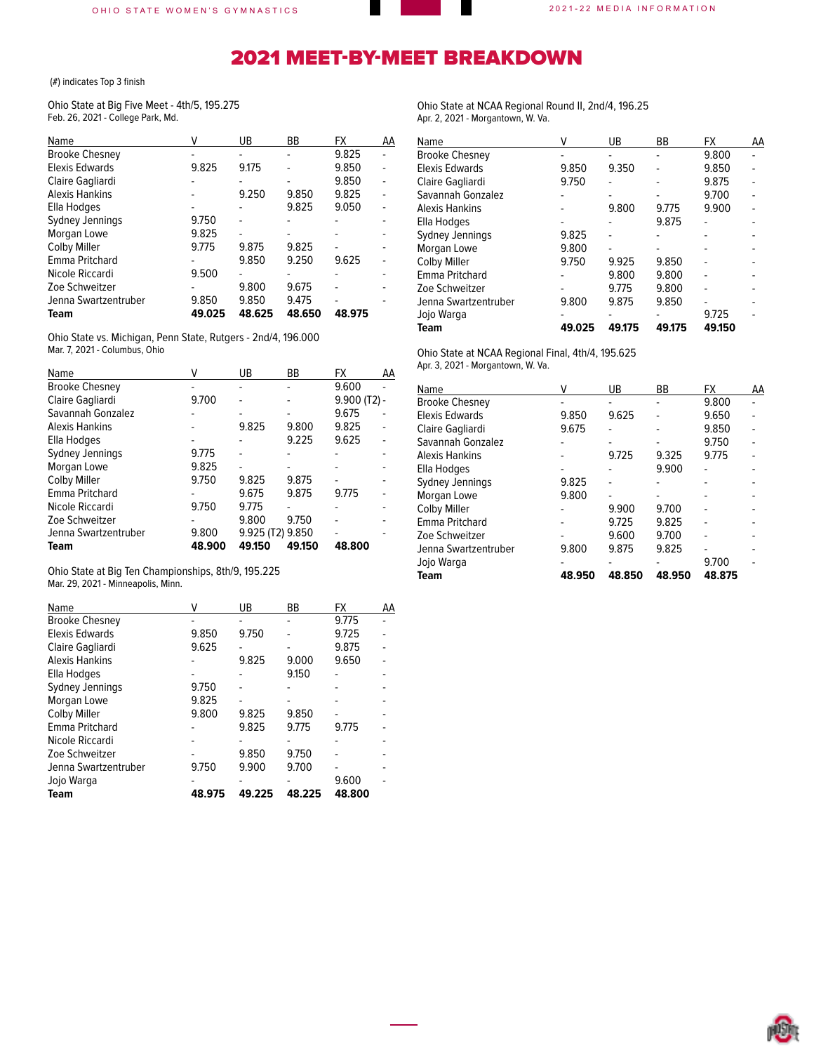# 2021 MEET-BY-MEET BREAKDOWN

(#) indicates Top 3 finish

Ohio State at Big Five Meet - 4th/5, 195.275
Feb. 26, 2021 - College Park, Md.

| Name | V | UB | BB | FX | AA |
|---|---|---|---|---|---|
| Brooke Chesney | - | - | - | 9.825 | - |
| Elexis Edwards | 9.825 | 9.175 | - | 9.850 | - |
| Claire Gagliardi | - | - | - | 9.850 | - |
| Alexis Hankins | - | 9.250 | 9.850 | 9.825 | - |
| Ella Hodges | - | - | 9.825 | 9.050 | - |
| Sydney Jennings | 9.750 | - | - | - | - |
| Morgan Lowe | 9.825 | - | - | - | - |
| Colby Miller | 9.775 | 9.875 | 9.825 | - | - |
| Emma Pritchard | - | 9.850 | 9.250 | 9.625 | - |
| Nicole Riccardi | 9.500 | - | - | - | - |
| Zoe Schweitzer | - | 9.800 | 9.675 | - | - |
| Jenna Swartzentruber | 9.850 | 9.850 | 9.475 | - | - |
| **Team** | **49.025** | **48.625** | **48.650** | **48.975** | |

Ohio State vs. Michigan, Penn State, Rutgers - 2nd/4, 196.000
Mar. 7, 2021 - Columbus, Ohio

| Name | V | UB | BB | FX | AA |
|---|---|---|---|---|---|
| Brooke Chesney | - | - | - | 9.600 | - |
| Claire Gagliardi | 9.700 | - | - | 9.900 (T2) | - |
| Savannah Gonzalez | - | - | - | 9.675 | - |
| Alexis Hankins | - | 9.825 | 9.800 | 9.825 | - |
| Ella Hodges | - | - | 9.225 | 9.625 | - |
| Sydney Jennings | 9.775 | - | - | - | - |
| Morgan Lowe | 9.825 | - | - | - | - |
| Colby Miller | 9.750 | 9.825 | 9.875 | - | - |
| Emma Pritchard | - | 9.675 | 9.875 | 9.775 | - |
| Nicole Riccardi | 9.750 | 9.775 | - | - | - |
| Zoe Schweitzer | - | 9.800 | 9.750 | - | - |
| Jenna Swartzentruber | 9.800 | 9.925 (T2) | 9.850 | - | - |
| **Team** | **48.900** | **49.150** | **49.150** | **48.800** | |

Ohio State at Big Ten Championships, 8th/9, 195.225
Mar. 29, 2021 - Minneapolis, Minn.

| Name | V | UB | BB | FX | AA |
|---|---|---|---|---|---|
| Brooke Chesney | - | - | - | 9.775 | - |
| Elexis Edwards | 9.850 | 9.750 | - | 9.725 | - |
| Claire Gagliardi | 9.625 | - | - | 9.875 | - |
| Alexis Hankins | - | 9.825 | 9.000 | 9.650 | - |
| Ella Hodges | - | - | 9.150 | - | - |
| Sydney Jennings | 9.750 | - | - | - | - |
| Morgan Lowe | 9.825 | - | - | - | - |
| Colby Miller | 9.800 | 9.825 | 9.850 | - | - |
| Emma Pritchard | - | 9.825 | 9.775 | 9.775 | - |
| Nicole Riccardi | - | - | - | - | - |
| Zoe Schweitzer | - | 9.850 | 9.750 | - | - |
| Jenna Swartzentruber | 9.750 | 9.900 | 9.700 | - | - |
| Jojo Warga | - | - | - | 9.600 | - |
| **Team** | **48.975** | **49.225** | **48.225** | **48.800** | |

Ohio State at NCAA Regional Round II, 2nd/4, 196.25
Apr. 2, 2021 - Morgantown, W. Va.

| Name | V | UB | BB | FX | AA |
|---|---|---|---|---|---|
| Brooke Chesney | - | - | - | 9.800 | - |
| Elexis Edwards | 9.850 | 9.350 | - | 9.850 | - |
| Claire Gagliardi | 9.750 | - | - | 9.875 | - |
| Savannah Gonzalez | - | - | - | 9.700 | - |
| Alexis Hankins | - | 9.800 | 9.775 | 9.900 | - |
| Ella Hodges | - | - | 9.875 | - | - |
| Sydney Jennings | 9.825 | - | - | - | - |
| Morgan Lowe | 9.800 | - | - | - | - |
| Colby Miller | 9.750 | 9.925 | 9.850 | - | - |
| Emma Pritchard | - | 9.800 | 9.800 | - | - |
| Zoe Schweitzer | - | 9.775 | 9.800 | - | - |
| Jenna Swartzentruber | 9.800 | 9.875 | 9.850 | - | - |
| Jojo Warga | - | - | - | 9.725 | - |
| **Team** | **49.025** | **49.175** | **49.175** | **49.150** | |

Ohio State at NCAA Regional Final, 4th/4, 195.625
Apr. 3, 2021 - Morgantown, W. Va.

| Name | V | UB | BB | FX | AA |
|---|---|---|---|---|---|
| Brooke Chesney | - | - | - | 9.800 | - |
| Elexis Edwards | 9.850 | 9.625 | - | 9.650 | - |
| Claire Gagliardi | 9.675 | - | - | 9.850 | - |
| Savannah Gonzalez | - | - | - | 9.750 | - |
| Alexis Hankins | - | 9.725 | 9.325 | 9.775 | - |
| Ella Hodges | - | - | 9.900 | - | - |
| Sydney Jennings | 9.825 | - | - | - | - |
| Morgan Lowe | 9.800 | - | - | - | - |
| Colby Miller | - | 9.900 | 9.700 | - | - |
| Emma Pritchard | - | 9.725 | 9.825 | - | - |
| Zoe Schweitzer | - | 9.600 | 9.700 | - | - |
| Jenna Swartzentruber | 9.800 | 9.875 | 9.825 | - | - |
| Jojo Warga | - | - | - | 9.700 | - |
| **Team** | **48.950** | **48.850** | **48.950** | **48.875** | |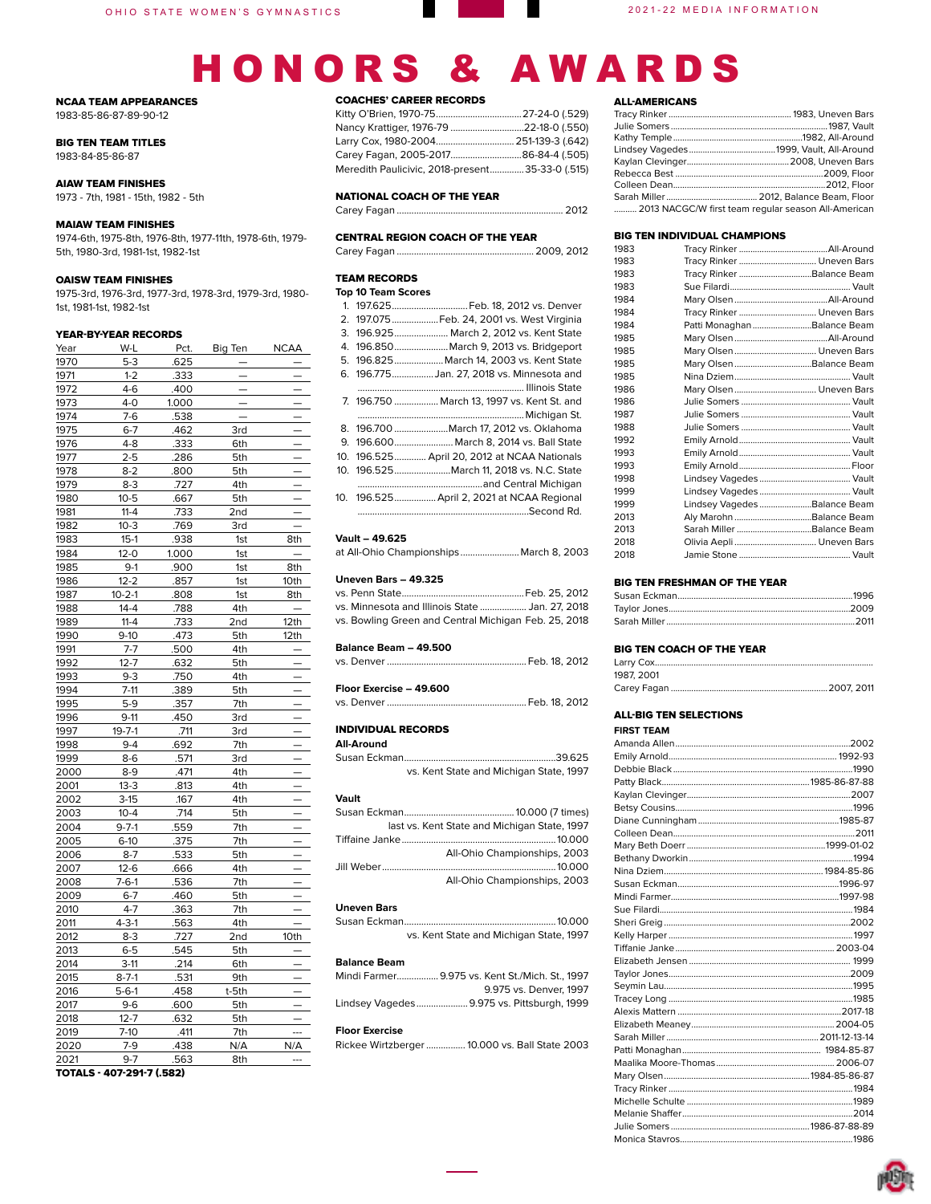# HONORS & AWARDS

**NCAA TEAM APPEARANCES**
1983-85-86-87-89-90-12

**BIG TEN TEAM TITLES**
1983-84-85-86-87

**AIAW TEAM FINISHES**
1973 - 7th, 1981 - 15th, 1982 - 5th

**MAIAW TEAM FINISHES**
1974-6th, 1975-8th, 1976-8th, 1977-11th, 1978-6th, 1979-5th, 1980-3rd, 1981-1st, 1982-1st

**OAISW TEAM FINISHES**
1975-3rd, 1976-3rd, 1977-3rd, 1978-3rd, 1979-3rd, 1980-1st, 1981-1st, 1982-1st

**YEAR-BY-YEAR RECORDS**

| Year | W-L | Pct. | Big Ten | NCAA |
|---|---|---|---|---|
| 1970 | 5-3 | .625 | — | — |
| 1971 | 1-2 | .333 | — | — |
| 1972 | 4-6 | .400 | — | — |
| 1973 | 4-0 | 1.000 | — | — |
| 1974 | 7-6 | .538 | — | — |
| 1975 | 6-7 | .462 | 3rd | — |
| 1976 | 4-8 | .333 | 6th | — |
| 1977 | 2-5 | .286 | 5th | — |
| 1978 | 8-2 | .800 | 5th | — |
| 1979 | 8-3 | .727 | 4th | — |
| 1980 | 10-5 | .667 | 5th | — |
| 1981 | 11-4 | .733 | 2nd | — |
| 1982 | 10-3 | .769 | 3rd | — |
| 1983 | 15-1 | .938 | 1st | 8th |
| 1984 | 12-0 | 1.000 | 1st | — |
| 1985 | 9-1 | .900 | 1st | 8th |
| 1986 | 12-2 | .857 | 1st | 10th |
| 1987 | 10-2-1 | .808 | 1st | 8th |
| 1988 | 14-4 | .788 | 4th | — |
| 1989 | 11-4 | .733 | 2nd | 12th |
| 1990 | 9-10 | .473 | 5th | 12th |
| 1991 | 7-7 | .500 | 4th | — |
| 1992 | 12-7 | .632 | 5th | — |
| 1993 | 9-3 | .750 | 4th | — |
| 1994 | 7-11 | .389 | 5th | — |
| 1995 | 5-9 | .357 | 7th | — |
| 1996 | 9-11 | .450 | 3rd | — |
| 1997 | 19-7-1 | .711 | 3rd | — |
| 1998 | 9-4 | .692 | 7th | — |
| 1999 | 8-6 | .571 | 3rd | — |
| 2000 | 8-9 | .471 | 4th | — |
| 2001 | 13-3 | .813 | 4th | — |
| 2002 | 3-15 | .167 | 4th | — |
| 2003 | 10-4 | .714 | 5th | — |
| 2004 | 9-7-1 | .559 | 7th | — |
| 2005 | 6-10 | .375 | 7th | — |
| 2006 | 8-7 | .533 | 5th | — |
| 2007 | 12-6 | .666 | 4th | — |
| 2008 | 7-6-1 | .536 | 7th | — |
| 2009 | 6-7 | .460 | 5th | — |
| 2010 | 4-7 | .363 | 7th | — |
| 2011 | 4-3-1 | .563 | 4th | — |
| 2012 | 8-3 | .727 | 2nd | 10th |
| 2013 | 6-5 | .545 | 5th | — |
| 2014 | 3-11 | .214 | 6th | — |
| 2015 | 8-7-1 | .531 | 9th | — |
| 2016 | 5-6-1 | .458 | t-5th | — |
| 2017 | 9-6 | .600 | 5th | — |
| 2018 | 12-7 | .632 | 5th | — |
| 2019 | 7-10 | .411 | 7th | --- |
| 2020 | 7-9 | .438 | N/A | N/A |
| 2021 | 9-7 | .563 | 8th | --- |

**TOTALS - 407-291-7 (.582)**

**COACHES' CAREER RECORDS**
Kitty O'Brien, 1970-75 ........ 27-24-0 (.529)
Nancy Krattiger, 1976-79 ........ 22-18-0 (.550)
Larry Cox, 1980-2004 ........ 251-139-3 (.642)
Carey Fagan, 2005-2017 ........ 86-84-4 (.505)
Meredith Paulicivic, 2018-present ........ 35-33-0 (.515)

**NATIONAL COACH OF THE YEAR**
Carey Fagan ........ 2012

**CENTRAL REGION COACH OF THE YEAR**
Carey Fagan ........ 2009, 2012

**TEAM RECORDS**

**Top 10 Team Scores**
1. 197.625 ........ Feb. 18, 2012 vs. Denver
2. 197.075 ........ Feb. 24, 2001 vs. West Virginia
3. 196.925 ........ March 2, 2012 vs. Kent State
4. 196.850 ........ March 9, 2013 vs. Bridgeport
5. 196.825 ........ March 14, 2003 vs. Kent State
6. 196.775 ........ Jan. 27, 2018 vs. Minnesota and Illinois State
7. 196.750 ........ March 13, 1997 vs. Kent St. and Michigan St.
8. 196.700 ........ March 17, 2012 vs. Oklahoma
9. 196.600 ........ March 8, 2014 vs. Ball State
10. 196.525 ........ April 20, 2012 at NCAA Nationals
10. 196.525 ........ March 11, 2018 vs. N.C. State and Central Michigan
10. 196.525 ........ April 2, 2021 at NCAA Regional Second Rd.

**Vault – 49.625**
at All-Ohio Championships ........ March 8, 2003

**Uneven Bars – 49.325**
vs. Penn State ........ Feb. 25, 2012
vs. Minnesota and Illinois State ........ Jan. 27, 2018
vs. Bowling Green and Central Michigan Feb. 25, 2018

**Balance Beam – 49.500**
vs. Denver ........ Feb. 18, 2012

**Floor Exercise – 49.600**
vs. Denver ........ Feb. 18, 2012

**INDIVIDUAL RECORDS**

**All-Around**
Susan Eckman ........ 39.625
vs. Kent State and Michigan State, 1997

**Vault**
Susan Eckman ........ 10.000 (7 times)
last vs. Kent State and Michigan State, 1997
Tiffane Janke ........ 10.000
All-Ohio Championships, 2003
Jill Weber ........ 10.000
All-Ohio Championships, 2003

**Uneven Bars**
Susan Eckman ........ 10.000
vs. Kent State and Michigan State, 1997

**Balance Beam**
Mindi Farmer ........ 9.975 vs. Kent St./Mich. St., 1997
9.975 vs. Denver, 1997
Lindsey Vagedes ........ 9.975 vs. Pittsburgh, 1999

**Floor Exercise**
Rickee Wirtzberger ........ 10.000 vs. Ball State 2003

**ALL-AMERICANS**
Tracy Rinker ........ 1983, Uneven Bars
Julie Somers ........ 1987, Vault
Kathy Temple ........ 1982, All-Around
Lindsey Vagedes ........ 1999, Vault, All-Around
Kaylan Clevinger ........ 2008, Uneven Bars
Rebecca Best ........ 2009, Floor
Colleen Dean ........ 2012, Floor
Sarah Miller ........ 2012, Balance Beam, Floor
........ 2013 NACGC/W first team regular season All-American

**BIG TEN INDIVIDUAL CHAMPIONS**

| | | |
|---|---|---|
| 1983 | Tracy Rinker | All-Around |
| 1983 | Tracy Rinker | Uneven Bars |
| 1983 | Tracy Rinker | Balance Beam |
| 1983 | Sue Filardi | Vault |
| 1984 | Mary Olsen | All-Around |
| 1984 | Tracy Rinker | Uneven Bars |
| 1984 | Patti Monaghan | Balance Beam |
| 1985 | Mary Olsen | All-Around |
| 1985 | Mary Olsen | Uneven Bars |
| 1985 | Mary Olsen | Balance Beam |
| 1985 | Nina Dziem | Vault |
| 1986 | Mary Olsen | Uneven Bars |
| 1986 | Julie Somers | Vault |
| 1987 | Julie Somers | Vault |
| 1988 | Julie Somers | Vault |
| 1992 | Emily Arnold | Vault |
| 1993 | Emily Arnold | Vault |
| 1993 | Emily Arnold | Floor |
| 1998 | Lindsey Vagedes | Vault |
| 1999 | Lindsey Vagedes | Vault |
| 1999 | Lindsey Vagedes | Balance Beam |
| 2013 | Aly Marohn | Balance Beam |
| 2013 | Sarah Miller | Balance Beam |
| 2018 | Olivia Aepli | Uneven Bars |
| 2018 | Jamie Stone | Vault |

**BIG TEN FRESHMAN OF THE YEAR**
Susan Eckman ........ 1996
Taylor Jones ........ 2009
Sarah Miller ........ 2011

**BIG TEN COACH OF THE YEAR**
Larry Cox ........ 1987, 2001
Carey Fagan ........ 2007, 2011

**ALL-BIG TEN SELECTIONS**

**FIRST TEAM**
Amanda Allen ........ 2002
Emily Arnold ........ 1992-93
Debbie Black ........ 1990
Patty Black ........ 1985-86-87-88
Kaylan Clevinger ........ 2007
Betsy Cousins ........ 1996
Diane Cunningham ........ 1985-87
Colleen Dean ........ 2011
Mary Beth Doerr ........ 1999-01-02
Bethany Dworkin ........ 1994
Nina Dziem ........ 1984-85-86
Susan Eckman ........ 1996-97
Mindi Farmer ........ 1997-98
Sue Filardi ........ 1984
Sheri Greig ........ 2002
Kelly Harper ........ 1997
Tiffanie Janke ........ 2003-04
Elizabeth Jensen ........ 1999
Taylor Jones ........ 2009
Seymin Lau ........ 1995
Tracey Long ........ 1985
Alexis Mattern ........ 2017-18
Elizabeth Meaney ........ 2004-05
Sarah Miller ........ 2011-12-13-14
Patti Monaghan ........ 1984-85-87
Maalika Moore-Thomas ........ 2006-07
Mary Olsen ........ 1984-85-86-87
Tracy Rinker ........ 1984
Michelle Schulte ........ 1989
Melanie Shaffer ........ 2014
Julie Somers ........ 1986-87-88-89
Monica Stavros ........ 1986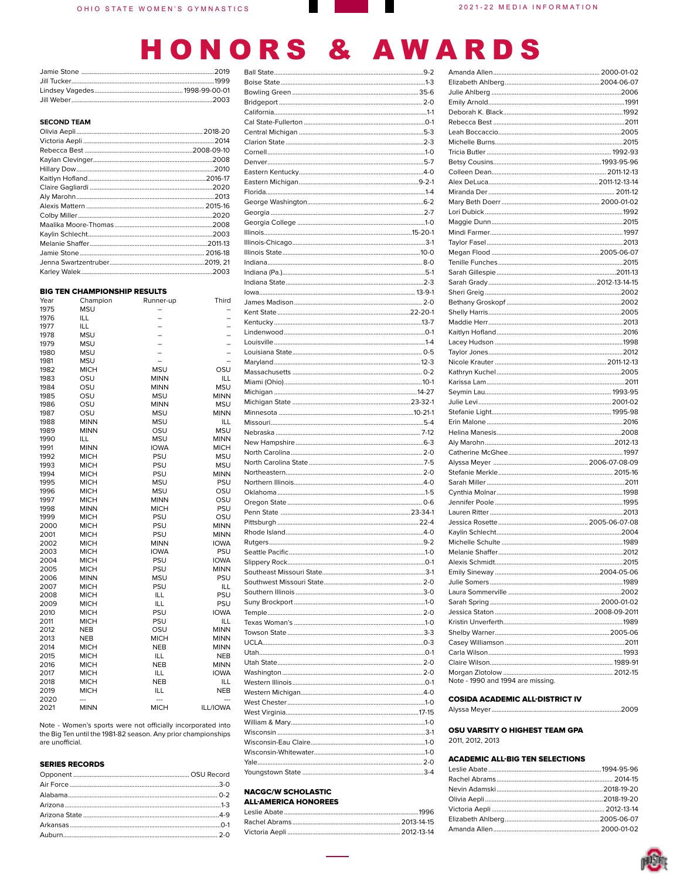# HONORS & AWARDS

Jamie Stone ..... 2019
Jill Tucker ..... 1999
Lindsey Vagedes ..... 1998-99-00-01
Jill Weber ..... 2003

### SECOND TEAM

Olivia Aepli ..... 2018-20
Victoria Aepli ..... 2014
Rebecca Best ..... 2008-09-10
Kaylan Clevinger ..... 2008
Hillary Dow ..... 2010
Kaitlyn Hofland ..... 2016-17
Claire Gagliardi ..... 2020
Aly Marohn ..... 2013
Alexis Mattern ..... 2015-16
Colby Miller ..... 2020
Maalika Moore-Thomas ..... 2008
Kaylin Schlecht ..... 2003
Melanie Shaffer ..... 2011-13
Jamie Stone ..... 2016-18
Jenna Swartzentruber ..... 2019, 21
Karley Walek ..... 2003

### BIG TEN CHAMPIONSHIP RESULTS

| Year | Champion | Runner-up | Third |
|---|---|---|---|
| 1975 | MSU | – | – |
| 1976 | ILL | – | – |
| 1977 | ILL | – | – |
| 1978 | MSU | – | – |
| 1979 | MSU | – | – |
| 1980 | MSU | – | – |
| 1981 | MSU | – | – |
| 1982 | MICH | MSU | OSU |
| 1983 | OSU | MINN | ILL |
| 1984 | OSU | MINN | MSU |
| 1985 | OSU | MSU | MINN |
| 1986 | OSU | MINN | MSU |
| 1987 | OSU | MSU | MINN |
| 1988 | MINN | MSU | ILL |
| 1989 | MINN | OSU | MSU |
| 1990 | ILL | MSU | MINN |
| 1991 | MINN | IOWA | MICH |
| 1992 | MICH | PSU | MSU |
| 1993 | MICH | PSU | MSU |
| 1994 | MICH | PSU | MINN |
| 1995 | MICH | MSU | PSU |
| 1996 | MICH | MSU | OSU |
| 1997 | MICH | MINN | OSU |
| 1998 | MINN | MICH | PSU |
| 1999 | MICH | PSU | OSU |
| 2000 | MICH | PSU | MINN |
| 2001 | MICH | PSU | MINN |
| 2002 | MICH | MINN | IOWA |
| 2003 | MICH | IOWA | PSU |
| 2004 | MICH | PSU | IOWA |
| 2005 | MICH | PSU | MINN |
| 2006 | MINN | MSU | PSU |
| 2007 | MICH | PSU | ILL |
| 2008 | MICH | ILL | PSU |
| 2009 | MICH | ILL | PSU |
| 2010 | MICH | PSU | IOWA |
| 2011 | MICH | PSU | ILL |
| 2012 | NEB | OSU | MINN |
| 2013 | NEB | MICH | MINN |
| 2014 | MICH | NEB | MINN |
| 2015 | MICH | ILL | NEB |
| 2016 | MICH | NEB | MINN |
| 2017 | MICH | ILL | IOWA |
| 2018 | MICH | NEB | ILL |
| 2019 | MICH | ILL | NEB |
| 2020 | --- | --- | --- |
| 2021 | MINN | MICH | ILL/IOWA |

Note - Women's sports were not officially incorporated into the Big Ten until the 1981-82 season. Any prior championships are unofficial.

### SERIES RECORDS

| Opponent | OSU Record |
|---|---|
| Air Force | 3-0 |
| Alabama | 0-2 |
| Arizona | 1-3 |
| Arizona State | 4-9 |
| Arkansas | 0-1 |
| Auburn | 2-0 |
| Ball State | 9-2 |
| Boise State | 1-3 |
| Bowling Green | 35-6 |
| Bridgeport | 2-0 |
| California | 1-1 |
| Cal State-Fullerton | 0-1 |
| Central Michigan | 5-3 |
| Clarion State | 2-3 |
| Cornell | 1-0 |
| Denver | 5-7 |
| Eastern Kentucky | 4-0 |
| Eastern Michigan | 9-2-1 |
| Florida | 1-4 |
| George Washington | 6-2 |
| Georgia | 2-7 |
| Georgia College | 1-0 |
| Illinois | 15-20-1 |
| Illinois-Chicago | 3-1 |
| Illinois State | 10-0 |
| Indiana | 8-0 |
| Indiana (Pa.) | 5-1 |
| Indiana State | 2-3 |
| Iowa | 13-9-1 |
| James Madison | 2-0 |
| Kent State | 22-20-1 |
| Kentucky | 13-7 |
| Lindenwood | 0-1 |
| Louisville | 1-4 |
| Louisiana State | 0-5 |
| Maryland | 12-3 |
| Massachusetts | 0-2 |
| Miami (Ohio) | 10-1 |
| Michigan | 14-27 |
| Michigan State | 23-32-1 |
| Minnesota | 10-21-1 |
| Missouri | 5-4 |
| Nebraska | 7-12 |
| New Hampshire | 6-3 |
| North Carolina | 2-0 |
| North Carolina State | 7-5 |
| Northeastern | 2-0 |
| Northern Illinois | 4-0 |
| Oklahoma | 1-5 |
| Oregon State | 0-6 |
| Penn State | 23-34-1 |
| Pittsburgh | 22-4 |
| Rhode Island | 4-0 |
| Rutgers | 9-2 |
| Seattle Pacific | 1-0 |
| Slippery Rock | 0-1 |
| Southeast Missouri State | 3-1 |
| Southwest Missouri State | 2-0 |
| Southern Illinois | 3-0 |
| Suny Brockport | 1-0 |
| Temple | 2-0 |
| Texas Woman's | 1-0 |
| Towson State | 3-3 |
| UCLA | 0-3 |
| Utah | 0-1 |
| Utah State | 2-0 |
| Washington | 2-0 |
| Western Illinois | 0-1 |
| Western Michigan | 4-0 |
| West Chester | 1-0 |
| West Virginia | 17-15 |
| William & Mary | 1-0 |
| Wisconsin | 3-1 |
| Wisconsin-Eau Claire | 1-0 |
| Wisconsin-Whitewater | 1-0 |
| Yale | 2-0 |
| Youngstown State | 3-4 |

### NACGC/W SCHOLASTIC ALL-AMERICA HONOREES

Leslie Abate ..... 1996
Rachel Abrams ..... 2013-14-15
Victoria Aepli ..... 2012-13-14
Amanda Allen ..... 2000-01-02
Elizabeth Ahlberg ..... 2004-06-07
Julie Ahlberg ..... 2006
Emily Arnold ..... 1991
Deborah K. Black ..... 1992
Rebecca Best ..... 2011
Leah Boccaccio ..... 2005
Michelle Burns ..... 2015
Tricia Butler ..... 1992-93
Betsy Cousins ..... 1993-95-96
Colleen Dean ..... 2011-12-13
Alex DeLuca ..... 2011-12-13-14
Miranda Der ..... 2011-12
Mary Beth Doerr ..... 2000-01-02
Lori Dubick ..... 1992
Maggie Dunn ..... 2015
Mindi Farmer ..... 1997
Taylor Fasel ..... 2013
Megan Flood ..... 2005-06-07
Tenille Funches ..... 2015
Sarah Gillespie ..... 2011-13
Sarah Grady ..... 2012-13-14-15
Sheri Greig ..... 2002
Bethany Groskopf ..... 2002
Shelly Harris ..... 2005
Maddie Herr ..... 2013
Kaitlyn Hofland ..... 2016
Lacey Hudson ..... 1998
Taylor Jones ..... 2012
Nicole Krauter ..... 2011-12-13
Kathryn Kuchel ..... 2005
Karissa Lam ..... 2011
Seymin Lau ..... 1993-95
Julie Levi ..... 2001-02
Stefanie Light ..... 1995-98
Erin Malone ..... 2016
Helina Manesis ..... 2008
Aly Marohn ..... 2012-13
Catherine McGhee ..... 1997
Alyssa Meyer ..... 2006-07-08-09
Stefanie Merkle ..... 2015-16
Sarah Miller ..... 2011
Cynthia Molnar ..... 1998
Jennifer Poole ..... 1995
Lauren Ritter ..... 2013
Jessica Rosette ..... 2005-06-07-08
Kaylin Schlecht ..... 2004
Michelle Schulte ..... 1989
Melanie Shaffer ..... 2012
Alexis Schmidt ..... 2015
Emily Sineway ..... 2004-05-06
Julie Somers ..... 1989
Laura Sommerville ..... 2002
Sarah Spring ..... 2000-01-02
Jessica Staton ..... 2008-09-2011
Kristin Unverferth ..... 1989
Shelby Warner ..... 2005-06
Casey Williamson ..... 2011
Carla Wilson ..... 1993
Claire Wilson ..... 1989-91
Morgan Zlotolow ..... 2012-15

Note - 1990 and 1994 are missing.

### COSIDA ACADEMIC ALL-DISTRICT IV

Alyssa Meyer ..... 2009

### OSU VARSITY O HIGHEST TEAM GPA

2011, 2012, 2013

### ACADEMIC ALL-BIG TEN SELECTIONS

Leslie Abate ..... 1994-95-96
Rachel Abrams ..... 2014-15
Nevin Adamski ..... 2018-19-20
Olivia Aepli ..... 2018-19-20
Victoria Aepli ..... 2012-13-14
Elizabeth Ahlberg ..... 2005-06-07
Amanda Allen ..... 2000-01-02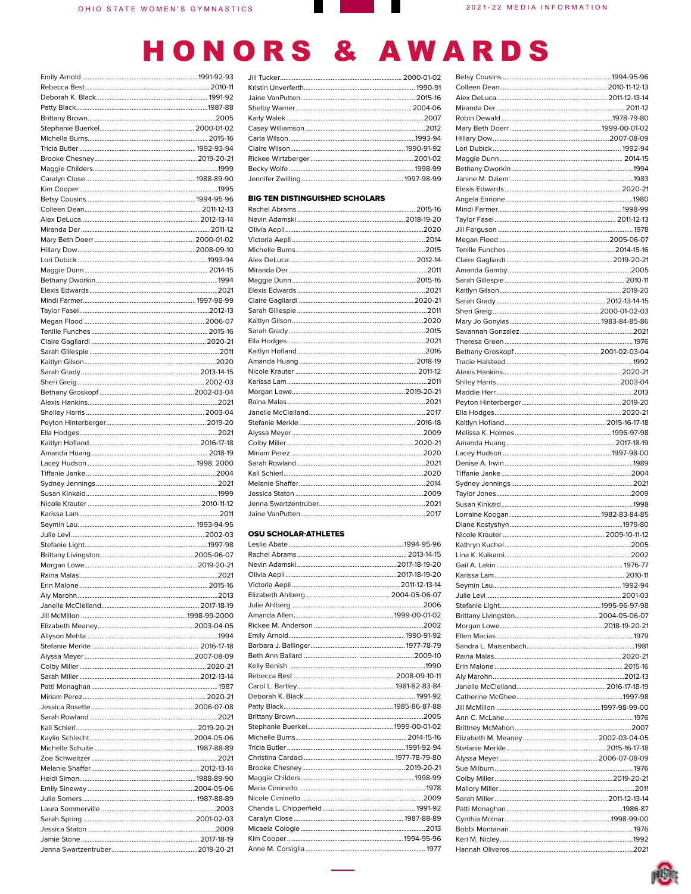# HONORS & AWARDS

Emily Arnold....1991-92-93
Rebecca Best....2010-11
Deborah K. Black....1991-92
Patty Black....1987-88
Brittany Brown....2005
Stephanie Buerkel....2000-01-02
Michelle Burns....2015-16
Tricia Butler....1992-93-94
Brooke Chesney....2019-20-21
Maggie Childers....1999
Caralyn Close....1988-89-90
Kim Cooper....1995
Betsy Cousins....1994-95-96
Colleen Dean....2011-12-13
Alex DeLuca....2012-13-14
Miranda Der....2011-12
Mary Beth Doerr....2000-01-02
Hillary Dow....2008-09-10
Lori Dubick....1993-94
Maggie Dunn....2014-15
Bethany Dworkin....1994
Elexis Edwards....2021
Mindi Farmer....1997-98-99
Taylor Fasel....2012-13
Megan Flood....2006-07
Tenille Funches....2015-16
Claire Gagliardi....2020-21
Sarah Gillespie....2011
Kaitlyn Gilson....2020
Sarah Grady....2013-14-15
Sheri Greig....2002-03
Bethany Groskopf....2002-03-04
Alexis Hankins....2021
Shelley Harris....2003-04
Peyton Hinterberger....2019-20
Ella Hodges....2021
Kaitlyn Hofland....2016-17-18
Amanda Huang....2018-19
Lacey Hudson....1998, 2000
Tiffanie Janke....2004
Sydney Jennings....2021
Susan Kinkaid....1999
Nicole Krauter....2010-11-12
Karissa Lam....2011
Seymin Lau....1993-94-95
Julie Levi....2002-03
Stefanie Light....1997-98
Brittany Livingston....2005-06-07
Morgan Lowe....2019-20-21
Raina Malas....2021
Erin Malone....2015-16
Aly Marohn....2013
Janelle McClelland....2017-18-19
Jill McMillon....1998-99-2000
Elizabeth Meaney....2003-04-05
Allyson Mehta....1994
Stefanie Merkle....2016-17-18
Alyssa Meyer....2007-08-09
Colby Miller....2020-21
Sarah Miller....2012-13-14
Patti Monaghan....1987
Miriam Perez....2020-21
Jessica Rosette....2006-07-08
Sarah Rowland....2021
Kali Schierl....2019-20-21
Kaylin Schlecht....2004-05-06
Michelle Schulte....1987-88-89
Zoe Schweitzer....2021
Melanie Shaffer....2012-13-14
Heidi Simon....1988-89-90
Emily Sineway....2004-05-06
Julie Somers....1987-88-89
Laura Sommerville....2003
Sarah Spring....2001-02-03
Jessica Staton....2009
Jamie Stone....2017-18-19
Jenna Swartzentruber....2019-20-21
Jill Tucker....2000-01-02
Kristin Unverferth....1990-91
Jaine VanPutten....2015-16
Shelby Warner....2004-06
Karly Walek....2007
Casey Williamson....2012
Carla Wilson....1993-94
Claire Wilson....1990-91-92
Rickee Wirtzberger....2001-02
Becky Wolfe....1998-99
Jennifer Zwilling....1997-98-99

### BIG TEN DISTINGUISHED SCHOLARS

Rachel Abrams....2015-16
Nevin Adamski....2018-19-20
Olivia Aepli....2020
Victoria Aepli....2014
Michelle Burns....2015
Alex DeLuca....2012-14
Miranda Der....2011
Maggie Dunn....2015-16
Elexis Edwards....2021
Claire Gagliardi....2020-21
Sarah Gillespie....2011
Kaitlyn Gilson....2020
Sarah Grady....2015
Ella Hodges....2021
Kaitlyn Hofland....2016
Amanda Huang....2018-19
Nicole Krauter....2011-12
Karissa Lam....2011
Morgan Lowe....2019-20-21
Raina Malas....2021
Janelle McClelland....2017
Stefanie Merkle....2016-18
Alyssa Meyer....2009
Colby Miller....2020-21
Miriam Perez....2020
Sarah Rowland....2021
Kali Schierl....2020
Melanie Shaffer....2014
Jessica Staton....2009
Jenna Swartzentruber....2021
Jaine VanPutten....2017

### OSU SCHOLAR-ATHLETES

Leslie Abate....1994-95-96
Rachel Abrams....2013-14-15
Nevin Adamski....2017-18-19-20
Olivia Aepli....2017-18-19-20
Victoria Aepli....2011-12-13-14
Elizabeth Ahlberg....2004-05-06-07
Julie Ahlberg....2006
Amanda Allen....1999-00-01-02
Rickee M. Anderson....2002
Emily Arnold....1990-91-92
Barbara J. Ballinger....1977-78-79
Beth Ann Ballard....2009-10
Kelly Benish....1990
Rebecca Best....2008-09-10-11
Carol L. Bartley....1981-82-83-84
Deborah K. Black....1991-92
Patty Black....1985-86-87-88
Brittany Brown....2005
Stephanie Buerkel....1999-00-01-02
Michelle Burns....2014-15-16
Tricia Butler....1991-92-94
Christina Cardaci....1977-78-79-80
Brooke Chesney....2019-20-21
Maggie Childers....1998-99
Maria Ciminello....1978
Nicole Ciminello....2009
Chanda L. Chipperfield....1991-92
Caralyn Close....1987-88-89
Micaela Cologie....2013
Kim Cooper....1994-95-96
Anne M. Corsiglia....1977
Betsy Cousins....1994-95-96
Colleen Dean....2010-11-12-13
Alex DeLuca....2011-12-13-14
Miranda Der....2011-12
Robin Dewald....1978-79-80
Mary Beth Doerr....1999-00-01-02
Hillary Dow....2007-08-09
Lori Dubick....1992-94
Maggie Dunn....2014-15
Bethany Dworkin....1994
Janine M. Dziem....1983
Elexis Edwards....2020-21
Angela Enrione....1980
Mindi Farmer....1998-99
Taylor Fasel....2011-12-13
Jill Ferguson....1978
Megan Flood....2005-06-07
Tenille Funches....2014-15-16
Claire Gagliardi....2019-20-21
Amanda Gamby....2005
Sarah Gillespie....2010-11
Kaitlyn Gilson....2019-20
Sarah Grady....2012-13-14-15
Sheri Greig....2000-01-02-03
Mary Jo Gonyias....1983-84-85-86
Savannah Gonzalez....2021
Theresa Green....1976
Bethany Groskopf....2001-02-03-04
Tracie Halstead....1992
Alexis Hankins....2020-21
Shley Harris....2003-04
Maddie Herr....2013
Peyton Hinterberger....2019-20
Ella Hodges....2020-21
Kaitlyn Hofland....2015-16-17-18
Melissa K. Holmes....1996-97-98
Amanda Huang....2017-18-19
Lacey Hudson....1997-98-00
Denise A. Irwin....1989
Tiffanie Janke....2004
Sydney Jennings....2021
Taylor Jones....2009
Susan Kinkaid....1998
Lorraine Koogan....1982-83-84-85
Diane Kostyshyn....1979-80
Nicole Krauter....2009-10-11-12
Kathryn Kuchel....2005
Lina K. Kulkarni....2002
Gail A. Lakin....1976-77
Karissa Lam....2010-11
Seymin Lau....1992-94
Julie Levi....2001-03
Stefanie Light....1995-96-97-98
Brittany Livingston....2004-05-06-07
Morgan Lowe....2018-19-20-21
Ellen Macias....1979
Sandra L. Maisenbach....1981
Raina Malas....2020-21
Erin Malone....2015-16
Aly Marohn....2012-13
Janelle McClelland....2016-17-18-19
Catherine McGhee....1997-98
Jill McMillon....1997-98-99-00
Ann C. McLane....1976
Brittney McMahon....2007
Elizabeth M. Meaney....2002-03-04-05
Stefanie Merkle....2015-16-17-18
Alyssa Meyer....2006-07-08-09
Sue Milburn....1976
Colby Miller....2019-20-21
Mallory Miller....2011
Sarah Miller....2011-12-13-14
Patti Monaghan....1986-87
Cynthia Molnar....1998-99-00
Bobbi Montanari....1976
Keri M. Nicley....1992
Hannah Oliveros....2021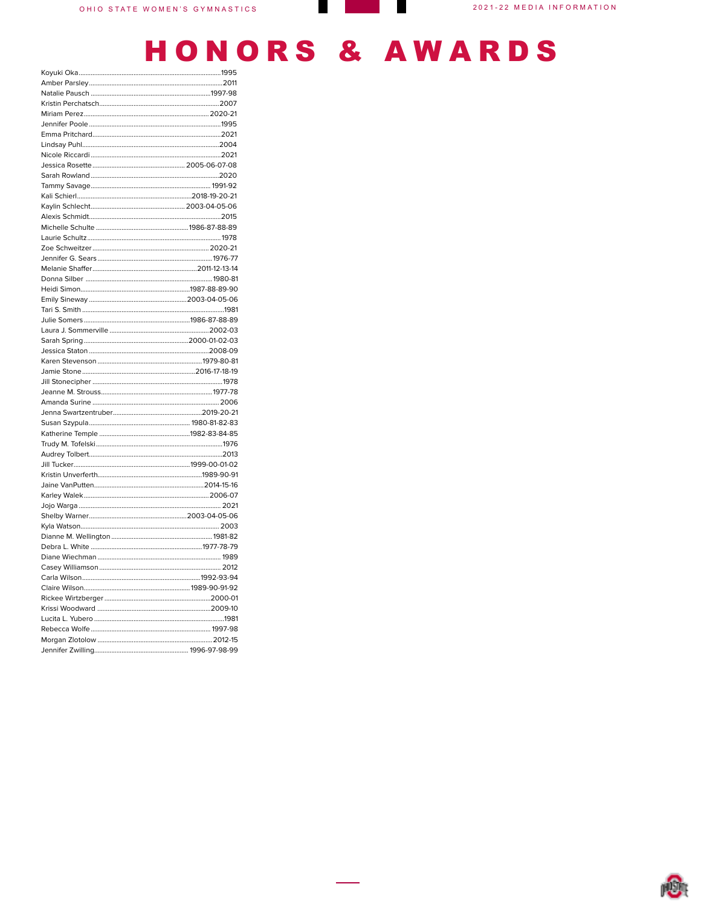# HONORS & AWARDS

Koyuki Oka....................1995
Amber Parsley....................2011
Natalie Pausch....................1997-98
Kristin Perchatsch....................2007
Miriam Perez....................2020-21
Jennifer Poole....................1995
Emma Pritchard....................2021
Lindsay Puhl....................2004
Nicole Riccardi....................2021
Jessica Rosette....................2005-06-07-08
Sarah Rowland....................2020
Tammy Savage....................1991-92
Kali Schierl....................2018-19-20-21
Kaylin Schlecht....................2003-04-05-06
Alexis Schmidt....................2015
Michelle Schulte....................1986-87-88-89
Laurie Schultz....................1978
Zoe Schweitzer....................2020-21
Jennifer G. Sears....................1976-77
Melanie Shaffer....................2011-12-13-14
Donna Silber....................1980-81
Heidi Simon....................1987-88-89-90
Emily Sineway....................2003-04-05-06
Tari S. Smith....................1981
Julie Somers....................1986-87-88-89
Laura J. Sommerville....................2002-03
Sarah Spring....................2000-01-02-03
Jessica Staton....................2008-09
Karen Stevenson....................1979-80-81
Jamie Stone....................2016-17-18-19
Jill Stonecipher....................1978
Jeanne M. Strouss....................1977-78
Amanda Surine....................2006
Jenna Swartzentruber....................2019-20-21
Susan Szypula....................1980-81-82-83
Katherine Temple....................1982-83-84-85
Trudy M. Tofelski....................1976
Audrey Tolbert....................2013
Jill Tucker....................1999-00-01-02
Kristin Unverferth....................1989-90-91
Jaine VanPutten....................2014-15-16
Karley Walek....................2006-07
Jojo Warga....................2021
Shelby Warner....................2003-04-05-06
Kyla Watson....................2003
Dianne M. Wellington....................1981-82
Debra L. White....................1977-78-79
Diane Wiechman....................1989
Casey Williamson....................2012
Carla Wilson....................1992-93-94
Claire Wilson....................1989-90-91-92
Rickee Wirtzberger....................2000-01
Krissi Woodward....................2009-10
Lucita L. Yubero....................1981
Rebecca Wolfe....................1997-98
Morgan Zlotolow....................2012-15
Jennifer Zwilling....................1996-97-98-99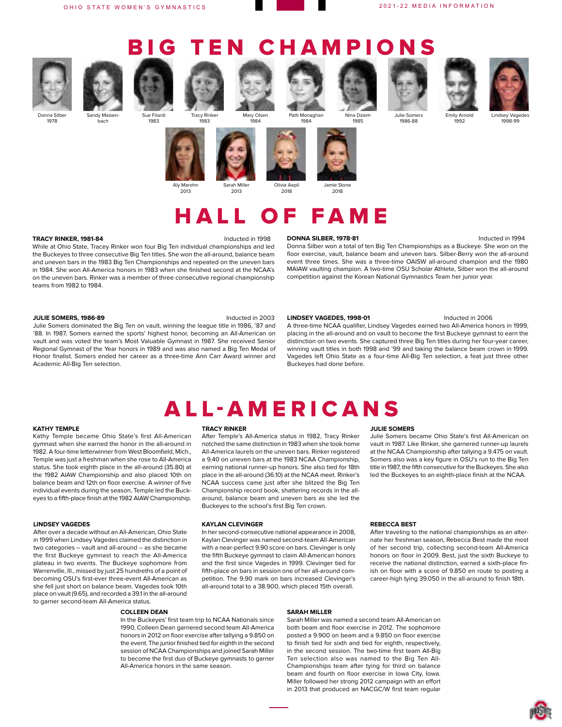# BIG TEN CHAMPIONS

Donna Silber 1978

Sandy Maisenbach

Sue Filardi 1983

Tracy Rinker 1983

Mary Olsen 1984

Patti Monaghan 1984

Nina Dziem 1985

Julie Somers 1986-88

Emily Arnold 1992

Lindsey Vagedes 1998-99

Aly Marohn 2013

Sarah Miller 2013

Olivia Aepli 2018

Jamie Stone 2018

# HALL OF FAME

**TRACY RINKER, 1981-84** Inducted in 1998

While at Ohio State, Tracey Rinker won four Big Ten individual championships and led the Buckeyes to three consecutive Big Ten titles. She won the all-around, balance beam and uneven bars in the 1983 Big Ten Championships and repeated on the uneven bars in 1984. She won All-America honors in 1983 when she finished second at the NCAA's on the uneven bars. Rinker was a member of three consecutive regional championship teams from 1982 to 1984.

**DONNA SILBER, 1978-81** Inducted in 1994

Donna Silber won a total of ten Big Ten Championships as a Buckeye. She won on the floor exercise, vault, balance beam and uneven bars. Silber-Berry won the all-around event three times. She was a three-time OAISW all-around champion and the 1980 MAIAW vaulting champion. A two-time OSU Scholar Athlete, Silber won the all-around competition against the Korean National Gymnastics Team her junior year.

**JULIE SOMERS, 1986-89** Inducted in 2003

Julie Somers dominated the Big Ten on vault, winning the league title in 1986, '87 and '88. In 1987, Somers earned the sports' highest honor, becoming an All-American on vault and was voted the team's Most Valuable Gymnast in 1987. She received Senior Regional Gymnast of the Year honors in 1989 and was also named a Big Ten Medal of Honor finalist. Somers ended her career as a three-time Ann Carr Award winner and Academic All-Big Ten selection.

**LINDSEY VAGEDES, 1998-01** Inducted in 2006

A three-time NCAA qualifier, Lindsey Vagedes earned two All-America honors in 1999, placing in the all-around and on vault to become the first Buckeye gymnast to earn the distinction on two events. She captured three Big Ten titles during her four-year career, winning vault titles in both 1998 and '99 and taking the balance beam crown in 1999. Vagedes left Ohio State as a four-time All-Big Ten selection, a feat just three other Buckeyes had done before.

# ALL-AMERICANS

**KATHY TEMPLE**

Kathy Temple became Ohio State's first All-American gymnast when she earned the honor in the all-around in 1982. A four-time letterwinner from West Bloomfield, Mich., Temple was just a freshman when she rose to All-America status. She took eighth place in the all-around (35.80) at the 1982 AIAW Championship and also placed 10th on balance beam and 12th on floor exercise. A winner of five individual events during the season, Temple led the Buckeyes to a fifth-place finish at the 1982 AIAW Championship.

**TRACY RINKER**

After Temple's All-America status in 1982, Tracy Rinker notched the same distinction in 1983 when she took home All-America laurels on the uneven bars. Rinker registered a 9.40 on uneven bars at the 1983 NCAA Championship, earning national runner-up honors. She also tied for 18th place in the all-around (36.10) at the NCAA meet. Rinker's NCAA success came just after she blitzed the Big Ten Championship record book, shattering records in the all-around, balance beam and uneven bars as she led the Buckeyes to the school's first Big Ten crown.

**JULIE SOMERS**

Julie Somers became Ohio State's first All-American on vault in 1987. Like Rinker, she garnered runner-up laurels at the NCAA Championship after tallying a 9.475 on vault. Somers also was a key figure in OSU's run to the Big Ten title in 1987, the fifth consecutive for the Buckeyes. She also led the Buckeyes to an eighth-place finish at the NCAA.

**LINDSEY VAGEDES**

After over a decade without an All-American, Ohio State in 1999 when Lindsey Vagedes claimed the distinction in two categories – vault and all-around – as she became the first Buckeye gymnast to reach the All-America plateau in two events. The Buckeye sophomore from Warrenville, Ill., missed by just 25 hundreths of a point of becoming OSU's first-ever three-event All-American as she fell just short on balance beam. Vagedes took 10th place on vault (9.65), and recorded a 39.1 in the all-around to garner second-team All-America status.

**KAYLAN CLEVINGER**

In her second-consecutive national appearance in 2008, Kaylan Clevinger was named second-team All-American with a near-perfect 9.90 score on bars. Clevinger is only the fifth Buckeye gymnast to claim All-American honors and the first since Vagedes in 1999. Clevinger tied for fifth-place on bars in session one of her all-around competition. The 9.90 mark on bars increased Clevinger's all-around total to a 38.900, which placed 15th overall.

**REBECCA BEST**

After traveling to the national championships as an alternate her freshman season, Rebecca Best made the most of her second trip, collecting second-team All-America honors on floor in 2009. Best, just the sixth Buckeye to receive the national distinction, earned a sixth-place finish on floor with a score of 9.850 en route to posting a career-high tying 39.050 in the all-around to finish 18th.

**COLLEEN DEAN**

In the Buckeyes' first team trip to NCAA Nationals since 1990, Colleen Dean garnered second team All-America honors in 2012 on floor exercise after tallying a 9.850 on the event. The junior finished tied for eighth in the second session of NCAA Championships and joined Sarah Miller to become the first duo of Buckeye gymnasts to garner All-America honors in the same season.

**SARAH MILLER**

Sarah Miller was named a second team All-American on both beam and floor exercise in 2012. The sophomore posted a 9.900 on beam and a 9.850 on floor exercise to finish tied for sixth and tied for eighth, respectively, in the second session. The two-time first team All-Big Ten selection also was named to the Big Ten All-Championships team after tying for third on balance beam and fourth on floor exercise in Iowa City, Iowa. Miller followed her strong 2012 campaign with an effort in 2013 that produced an NACGC/W first team regular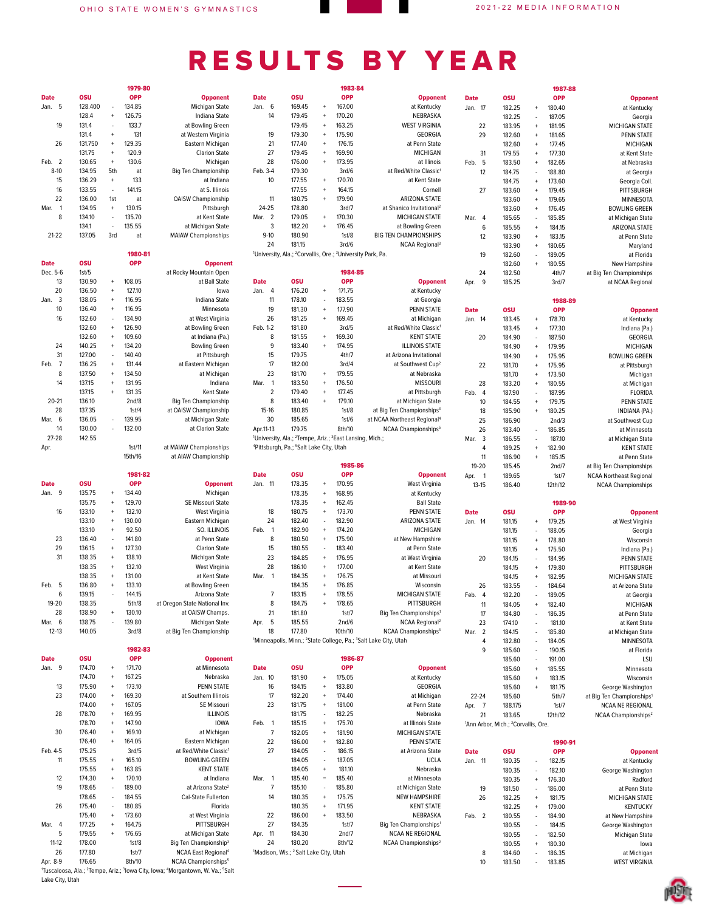# RESULTS BY YEAR

### 1979-80

| Date | OSU | | OPP | Opponent |
|---|---|---|---|---|
| Jan. 5 | 128.400 | - | 134.85 | Michigan State |
| | 128.4 | + | 126.75 | Indiana State |
| 19 | 131.4 | - | 133.7 | at Bowling Green |
| | 131.4 | + | 131 | at Western Virginia |
| 26 | 131.750 | + | 129.35 | Eastern Michigan |
| | 131.75 | + | 120.9 | Clarion State |
| Feb. 2 | 130.65 | + | 130.6 | Michigan |
| 8-10 | 134.95 | 5th | at | Big Ten Championship |
| 15 | 136.29 | + | 133 | at Indiana |
| 16 | 133.55 | - | 141.15 | at S. Illinois |
| 22 | 136.00 | 1st | at | OAISW Championship |
| Mar. 1 | 134.95 | + | 130.15 | Pittsburgh |
| 8 | 134.10 | - | 135.70 | at Kent State |
| | 134.1 | - | 135.55 | at Michigan State |
| 21-22 | 137.05 | 3rd | at | MAIAW Championships |

### 1980-81

| Date | OSU | | OPP | Opponent |
|---|---|---|---|---|
| Dec. 5-6 | 1st/5 | | | at Rocky Mountain Open |
| 13 | 130.90 | + | 108.05 | at Ball State |
| 20 | 136.50 | + | 127.10 | Iowa |
| Jan. 3 | 138.05 | + | 116.95 | Indiana State |
| 10 | 136.40 | + | 116.95 | Minnesota |
| 16 | 132.60 | - | 134.90 | at West Virginia |
| | 132.60 | + | 126.90 | at Bowling Green |
| | 132.60 | + | 109.60 | at Indiana (Pa.) |
| 24 | 140.25 | + | 134.20 | Bowling Green |
| 31 | 127.00 | - | 140.40 | at Pittsburgh |
| Feb. 7 | 136.25 | + | 131.44 | at Eastern Michigan |
| 8 | 137.50 | + | 134.50 | at Michigan |
| 14 | 137.15 | + | 131.95 | Indiana |
| | 137.15 | + | 131.35 | Kent State |
| 20-21 | 136.10 | | 2nd/8 | Big Ten Championship |
| 28 | 137.35 | | 1st/4 | at OAISW Championship |
| Mar. 6 | 136.05 | - | 139.95 | at Michigan State |
| 14 | 130.00 | - | 132.00 | at Clarion State |
| 27-28 | 142.55 | | | |
| Apr. | | | 1st/11 | at MAIAW Championships |
| | | | 15th/16 | at AIAW Championship |

### 1981-82

| Date | OSU | | OPP | Opponent |
|---|---|---|---|---|
| Jan. 9 | 135.75 | + | 134.40 | Michigan |
| | 135.75 | + | 129.70 | SE Missouri State |
| 16 | 133.10 | + | 132.10 | West Virginia |
| | 133.10 | + | 130.00 | Eastern Michigan |
| | 133.10 | + | 92.50 | SO. ILLINOIS |
| 23 | 136.40 | - | 141.80 | at Penn State |
| 29 | 136.15 | + | 127.30 | Clarion State |
| 31 | 138.35 | + | 138.10 | Michigan State |
| | 138.35 | + | 132.10 | West Virginia |
| | 138.35 | + | 131.00 | at Kent State |
| Feb. 5 | 136.80 | + | 133.10 | at Bowling Green |
| 6 | 139.15 | - | 144.15 | Arizona State |
| 19-20 | 138.35 | | 5th/8 | at Oregon State National Inv. |
| 28 | 138.90 | + | 130.10 | at OAISW Champs. |
| Mar. 6 | 138.75 | - | 139.80 | Michigan State |
| 12-13 | 140.05 | | 3rd/8 | at Big Ten Championship |

### 1982-83

| Date | OSU | | OPP | Opponent |
|---|---|---|---|---|
| Jan. 9 | 174.70 | + | 171.70 | at Minnesota |
| | 174.70 | + | 167.25 | Nebraska |
| 13 | 175.90 | + | 173.10 | PENN STATE |
| 23 | 174.00 | + | 169.30 | at Southern Illinois |
| | 174.00 | + | 167.05 | SE Missouri |
| 28 | 178.70 | + | 169.95 | ILLINOIS |
| | 178.70 | + | 147.90 | IOWA |
| 30 | 176.40 | + | 169.10 | at Michigan |
| | 176.40 | + | 164.05 | Eastern Michigan |
| Feb. 4-5 | 175.25 | | 3rd/5 | at Red/White Classic[1] |
| 11 | 175.55 | + | 165.10 | BOWLING GREEN |
| | 175.55 | + | 163.85 | KENT STATE |
| 12 | 174.30 | + | 170.10 | at Indiana |
| 19 | 178.65 | - | 189.00 | at Arizona State[2] |
| | 178.65 | - | 184.55 | Cal-State Fullerton |
| 26 | 175.40 | - | 180.85 | Florida |
| | 175.40 | + | 173.60 | at West Virginia |
| Mar. 4 | 177.25 | + | 164.75 | PITTSBURGH |
| 5 | 179.55 | + | 176.65 | at Michigan State |
| 11-12 | 178.00 | | 1st/8 | Big Ten Championship[3] |
| 26 | 177.80 | | 1st/7 | NCAA East Regional[4] |
| Apr. 8-9 | 176.65 | | 8th/10 | NCAA Championships[5] |

[1]Tuscaloosa, Ala.; [2]Tempe, Ariz.; [3]Iowa City, Iowa; [4]Morgantown, W. Va.; [5]Salt Lake City, Utah

### 1983-84

| Date | OSU | | OPP | Opponent |
|---|---|---|---|---|
| Jan. 6 | 169.45 | + | 167.00 | at Kentucky |
| 14 | 179.45 | + | 170.20 | NEBRASKA |
| | 179.45 | + | 163.25 | WEST VIRGINIA |
| 19 | 179.30 | + | 175.90 | GEORGIA |
| 21 | 177.40 | + | 176.15 | at Penn State |
| 27 | 179.45 | + | 169.90 | MICHIGAN |
| 28 | 176.00 | + | 173.95 | at Illinois |
| Feb. 3-4 | 179.30 | | 3rd/6 | at Red/White Classic[1] |
| 10 | 177.55 | + | 170.70 | at Kent State |
| | 177.55 | + | 164.15 | Cornell |
| 11 | 180.75 | + | 179.90 | ARIZONA STATE |
| 24-25 | 178.80 | | 3rd/7 | at Shanico Invitational[2] |
| Mar. 2 | 179.05 | + | 170.30 | MICHIGAN STATE |
| 3 | 182.20 | + | 176.45 | at Bowling Green |
| 9-10 | 180.90 | | 1st/8 | BIG TEN CHAMPIONSHIPS |
| 24 | 181.15 | | 3rd/6 | NCAA Regional[3] |

[1]University, Ala.; [2]Corvallis, Ore.; [3]University Park, Pa.

### 1984-85

| Date | OSU | | OPP | Opponent |
|---|---|---|---|---|
| Jan. 4 | 176.20 | + | 171.75 | at Kentucky |
| 11 | 178.10 | - | 183.55 | at Georgia |
| 19 | 181.30 | + | 177.90 | PENN STATE |
| 26 | 181.25 | + | 169.45 | at Michigan |
| Feb. 1-2 | 181.80 | | 3rd/5 | at Red/White Classic[1] |
| 8 | 181.55 | + | 169.30 | KENT STATE |
| 9 | 183.40 | + | 174.95 | ILLINOIS STATE |
| 15 | 179.75 | | 4th/7 | at Arizona Invitational |
| 17 | 182.00 | | 3rd/4 | at Southwest Cup[2] |
| 23 | 181.70 | + | 179.55 | at Nebraska |
| Mar. 1 | 183.50 | + | 176.50 | MISSOURI |
| 2 | 179.40 | + | 177.45 | at Pittsburgh |
| 8 | 183.40 | + | 179.10 | at Michigan State |
| 15-16 | 180.85 | | 1st/8 | at Big Ten Championships[3] |
| 30 | 185.65 | | 1st/6 | at NCAA Northeast Regional[4] |
| Apr.11-13 | 179.75 | | 8th/10 | NCAA Championships[5] |

[1]University, Ala.; [2]Tempe, Ariz.; [3]East Lansing, Mich.; [4]Pittsburgh, Pa.; [5]Salt Lake City, Utah

### 1985-86

| Date | OSU | | OPP | Opponent |
|---|---|---|---|---|
| Jan. 11 | 178.35 | + | 170.95 | West Virginia |
| | 178.35 | + | 168.95 | at Kentucky |
| | 178.35 | + | 162.45 | Ball State |
| 18 | 180.75 | + | 173.70 | PENN STATE |
| 24 | 182.40 | - | 182.90 | ARIZONA STATE |
| Feb. 1 | 182.90 | + | 174.20 | MICHIGAN |
| 8 | 180.50 | + | 175.90 | at New Hampshire |
| 15 | 180.55 | - | 183.40 | at Penn State |
| 23 | 184.85 | + | 176.95 | at West Virginia |
| 28 | 186.10 | + | 177.00 | at Kent State |
| Mar. 1 | 184.35 | + | 176.75 | at Missouri |
| | 184.35 | + | 176.85 | Wisconsin |
| 7 | 183.15 | + | 178.55 | MICHIGAN STATE |
| 8 | 184.75 | + | 178.65 | PITTSBURGH |
| 21 | 181.80 | | 1st/7 | Big Ten Championships[1] |
| Apr. 5 | 185.55 | | 2nd/6 | NCAA Regional[2] |
| 18 | 177.80 | | 10th/10 | NCAA Championships[3] |

[1]Minneapolis, Minn.; [2]State College, Pa.; [3]Salt Lake City, Utah

### 1986-87

| Date | OSU | | OPP | Opponent |
|---|---|---|---|---|
| Jan. 10 | 181.90 | + | 175.05 | at Kentucky |
| 16 | 184.15 | + | 183.80 | GEORGIA |
| 17 | 182.20 | + | 174.40 | at Michigan |
| 23 | 181.75 | + | 181.00 | at Penn State |
| | 181.75 | - | 182.25 | Nebraska |
| Feb. 1 | 185.15 | + | 175.70 | at Illinois State |
| 7 | 182.05 | + | 181.90 | MICHIGAN STATE |
| 22 | 186.00 | + | 182.80 | PENN STATE |
| 27 | 184.05 | - | 186.15 | at Arizona State |
| | 184.05 | - | 187.05 | UCLA |
| | 184.05 | + | 181.10 | Nebraska |
| Mar. 1 | 185.40 | = | 185.40 | at Minnesota |
| 7 | 185.10 | - | 185.80 | at Michigan State |
| 14 | 180.35 | + | 175.75 | NEW HAMPSHIRE |
| | 180.35 | + | 171.95 | KENT STATE |
| 22 | 186.00 | + | 183.50 | NEBRASKA |
| 27 | 184.35 | | 1st/7 | Big Ten Championships[1] |
| Apr. 11 | 184.30 | | 2nd/7 | NCAA NE REGIONAL |
| 24 | 180.20 | | 8th/12 | NCAA Championships[2] |

[1]Madison, Wis.; [2]Salt Lake City, Utah

### 1987-88

| Date | OSU | | OPP | Opponent |
|---|---|---|---|---|
| Jan. 17 | 182.25 | + | 180.40 | at Kentucky |
| | 182.25 | - | 187.05 | Georgia |
| 22 | 183.95 | + | 181.95 | MICHIGAN STATE |
| 29 | 182.60 | + | 181.65 | PENN STATE |
| | 182.60 | + | 177.45 | MICHIGAN |
| 31 | 179.55 | + | 177.30 | at Kent State |
| Feb. 5 | 183.50 | + | 182.65 | at Nebraska |
| 12 | 184.75 | - | 188.80 | at Georgia |
| | 184.75 | + | 173.60 | Georgia Coll. |
| 27 | 183.60 | + | 179.45 | PITTSBURGH |
| | 183.60 | + | 179.65 | MINNESOTA |
| | 183.60 | + | 176.45 | BOWLING GREEN |
| Mar. 4 | 185.65 | - | 185.85 | at Michigan State |
| 6 | 185.55 | + | 184.15 | ARIZONA STATE |
| 12 | 183.90 | + | 183.15 | at Penn State |
| | 183.90 | + | 180.65 | Maryland |
| 19 | 182.60 | - | 189.05 | at Florida |
| | 182.60 | + | 180.55 | New Hampshire |
| 24 | 182.50 | | 4th/7 | at Big Ten Championships |
| Apr. 9 | 185.25 | | 3rd/7 | at NCAA Regional |

### 1988-89

| Date | OSU | | OPP | Opponent |
|---|---|---|---|---|
| Jan. 14 | 183.45 | + | 178.70 | at Kentucky |
| | 183.45 | + | 177.30 | Indiana (Pa.) |
| 20 | 184.90 | - | 187.50 | GEORGIA |
| | 184.90 | + | 179.95 | MICHIGAN |
| | 184.90 | + | 175.95 | BOWLING GREEN |
| 22 | 181.70 | + | 175.95 | at Pittsburgh |
| | 181.70 | + | 173.50 | Michigan |
| 28 | 183.20 | + | 180.55 | at Michigan |
| Feb. 4 | 187.90 | - | 187.95 | FLORIDA |
| 10 | 184.55 | + | 179.75 | PENN STATE |
| 18 | 185.90 | + | 180.25 | INDIANA (PA.) |
| 25 | 186.90 | | 2nd/3 | at Southwest Cup |
| 26 | 183.40 | - | 186.85 | at Minnesota |
| Mar. 3 | 186.55 | - | 187.10 | at Michigan State |
| 4 | 189.25 | + | 182.90 | KENT STATE |
| 11 | 186.90 | + | 185.15 | at Penn State |
| 19-20 | 185.45 | | 2nd/7 | at Big Ten Championships |
| Apr. 1 | 189.65 | | 1st/7 | NCAA Northeast Regional |
| 13-15 | 186.40 | | 12th/12 | NCAA Championships |

### 1989-90

| Date | OSU | | OPP | Opponent |
|---|---|---|---|---|
| Jan. 14 | 181.15 | + | 179.25 | at West Virginia |
| | 181.15 | - | 188.05 | Georgia |
| | 181.15 | + | 178.80 | Wisconsin |
| | 181.15 | + | 175.50 | Indiana (Pa.) |
| 20 | 184.15 | - | 184.95 | PENN STATE |
| | 184.15 | + | 179.80 | PITTSBURGH |
| | 184.15 | + | 182.95 | MICHIGAN STATE |
| 26 | 183.55 | - | 184.64 | at Arizona State |
| Feb. 4 | 182.20 | - | 189.05 | at Georgia |
| 11 | 184.05 | + | 182.40 | MICHIGAN |
| 17 | 184.80 | - | 186.35 | at Penn State |
| 23 | 174.10 | - | 181.10 | at Kent State |
| Mar. 2 | 184.15 | - | 185.80 | at Michigan State |
| 4 | 182.80 | - | 184.05 | MINNESOTA |
| 9 | 185.60 | - | 190.15 | at Florida |
| | 185.60 | - | 191.00 | LSU |
| | 185.60 | + | 185.55 | Minnesota |
| | 185.60 | + | 183.15 | Wisconsin |
| | 185.60 | + | 181.75 | George Washington |
| 22-24 | 185.60 | | 5th/7 | at Big Ten Championships[1] |
| Apr. 7 | 188.175 | | 1st/7 | NCAA NE REGIONAL |
| 21 | 183.65 | | 12th/12 | NCAA Championships[2] |

[1]Ann Arbor, Mich.; [2]Corvallis, Ore.

### 1990-91

| Date | OSU | | OPP | Opponent |
|---|---|---|---|---|
| Jan. 11 | 180.35 | - | 182.15 | at Kentucky |
| | 180.35 | - | 182.10 | George Washington |
| | 180.35 | + | 176.30 | Radford |
| 19 | 181.50 | - | 186.00 | at Penn State |
| 26 | 182.25 | + | 181.75 | MICHIGAN STATE |
| | 182.25 | + | 179.00 | KENTUCKY |
| Feb. 2 | 180.55 | - | 184.90 | at New Hampshire |
| | 180.55 | - | 184.15 | George Washington |
| | 180.55 | - | 182.50 | Michigan State |
| | 180.55 | + | 180.30 | Iowa |
| 8 | 184.60 | - | 186.35 | at Michigan |
| 10 | 183.50 | - | 183.85 | WEST VIRGINIA |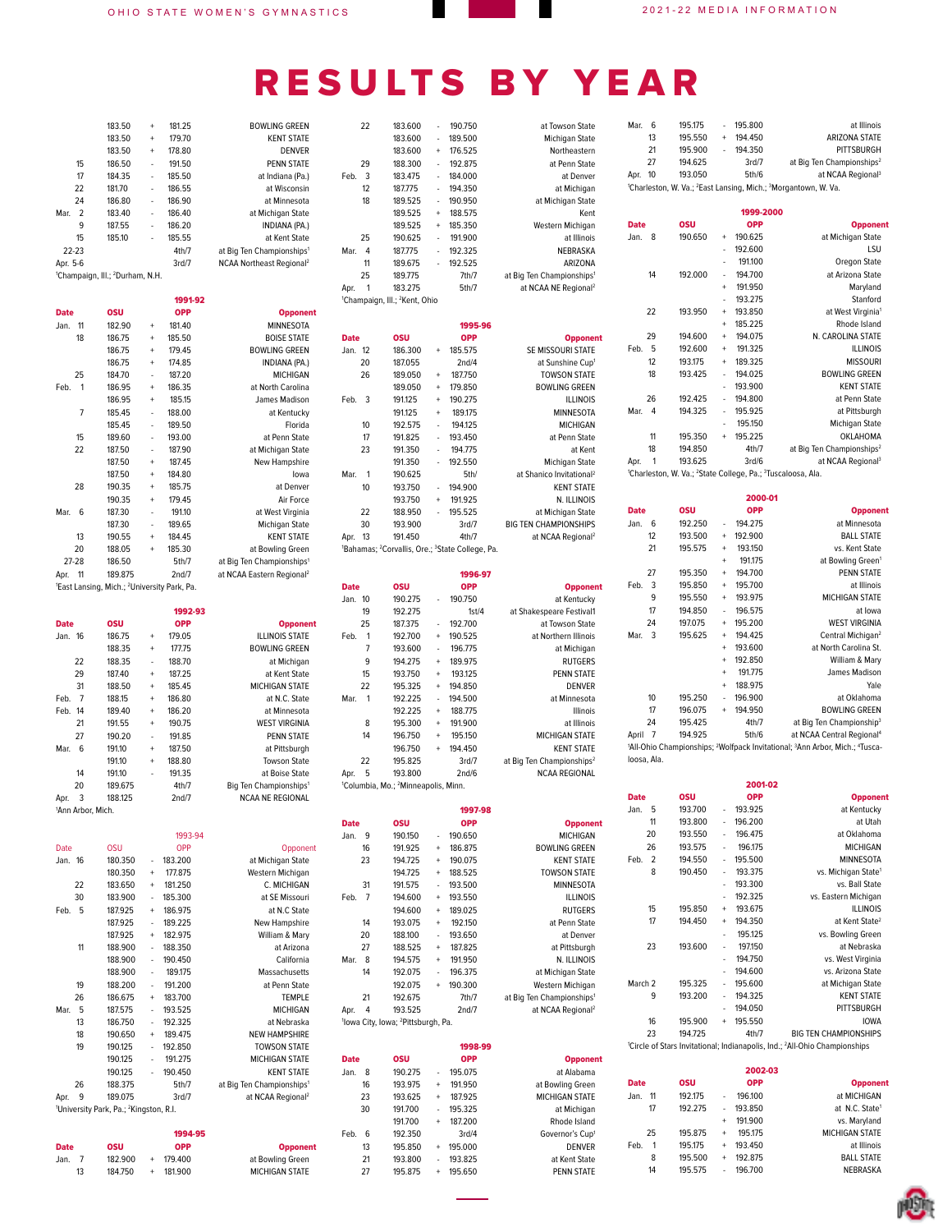# RESULTS BY YEAR

| Date | OSU | | OPP | Opponent |
|---|---|---|---|---|
| | 183.50 | + | 181.25 | BOWLING GREEN |
| | 183.50 | + | 179.70 | KENT STATE |
| | 183.50 | + | 178.80 | DENVER |
| 15 | 186.50 | - | 191.50 | PENN STATE |
| 17 | 184.35 | - | 185.50 | at Indiana (Pa.) |
| 22 | 181.70 | - | 186.55 | at Wisconsin |
| 24 | 186.80 | - | 186.90 | at Minnesota |
| Mar. 2 | 183.40 | - | 186.40 | at Michigan State |
| 9 | 187.55 | - | 186.20 | INDIANA (PA.) |
| 15 | 185.10 | - | 185.55 | at Kent State |
| 22-23 | | | 4th/7 | at Big Ten Championships[1] |
| Apr. 5-6 | | | 3rd/7 | NCAA Northeast Regional[2] |

[1]Champaign, Ill.; [2]Durham, N.H.

## 1991-92

| Date | OSU | | OPP | Opponent |
|---|---|---|---|---|
| Jan. 11 | 182.90 | + | 181.40 | MINNESOTA |
| 18 | 186.75 | + | 185.50 | BOISE STATE |
| | 186.75 | + | 179.45 | BOWLING GREEN |
| | 186.75 | + | 174.85 | INDIANA (PA.) |
| 25 | 184.70 | - | 187.20 | MICHIGAN |
| Feb. 1 | 186.95 | + | 186.35 | at North Carolina |
| | 186.95 | + | 185.15 | James Madison |
| 7 | 185.45 | - | 188.00 | at Kentucky |
| | 185.45 | - | 189.50 | Florida |
| 15 | 189.60 | - | 193.00 | at Penn State |
| 22 | 187.50 | - | 187.90 | at Michigan State |
| | 187.50 | + | 187.45 | New Hampshire |
| | 187.50 | + | 184.80 | Iowa |
| 28 | 190.35 | + | 185.75 | at Denver |
| | 190.35 | + | 179.45 | Air Force |
| Mar. 6 | 187.30 | - | 191.10 | at West Virginia |
| | 187.30 | - | 189.65 | Michigan State |
| 13 | 190.55 | + | 184.45 | KENT STATE |
| 20 | 188.05 | + | 185.30 | at Bowling Green |
| 27-28 | 186.50 | | 5th/7 | at Big Ten Championships[1] |
| Apr. 11 | 189.875 | | 2nd/7 | at NCAA Eastern Regional[2] |

[1]East Lansing, Mich.; [2]University Park, Pa.

## 1992-93

| Date | OSU | | OPP | Opponent |
|---|---|---|---|---|
| Jan. 16 | 186.75 | + | 179.05 | ILLINOIS STATE |
| | 188.35 | + | 177.75 | BOWLING GREEN |
| 22 | 188.35 | - | 188.70 | at Michigan |
| 29 | 187.40 | + | 187.25 | at Kent State |
| 31 | 188.50 | + | 185.45 | MICHIGAN STATE |
| Feb. 7 | 188.15 | + | 186.80 | at N.C. State |
| Feb. 14 | 189.40 | + | 186.20 | at Minnesota |
| 21 | 191.55 | + | 190.75 | WEST VIRGINIA |
| 27 | 190.20 | - | 191.85 | PENN STATE |
| Mar. 6 | 191.10 | + | 187.50 | at Pittsburgh |
| | 191.10 | + | 188.80 | Towson State |
| 14 | 191.10 | - | 191.35 | at Boise State |
| 20 | 189.675 | | 4th/7 | Big Ten Championships[1] |
| Apr. 3 | 188.125 | | 2nd/7 | NCAA NE REGIONAL |

[1]Ann Arbor, Mich.

## 1993-94

| Date | OSU | | OPP | Opponent |
|---|---|---|---|---|
| Jan. 16 | 180.350 | - | 183.200 | at Michigan State |
| | 180.350 | + | 177.875 | Western Michigan |
| 22 | 183.650 | + | 181.250 | C. MICHIGAN |
| 30 | 183.900 | - | 185.300 | at SE Missouri |
| Feb. 5 | 187.925 | + | 186.975 | at N.C State |
| | 187.925 | - | 189.225 | New Hampshire |
| | 187.925 | + | 182.975 | William & Mary |
| 11 | 188.900 | - | 188.350 | at Arizona |
| | 188.900 | - | 190.450 | California |
| | 188.900 | - | 189.175 | Massachusetts |
| 19 | 188.200 | - | 191.200 | at Penn State |
| 26 | 186.675 | + | 183.700 | TEMPLE |
| Mar. 5 | 187.575 | - | 193.525 | MICHIGAN |
| 13 | 186.750 | - | 192.325 | at Nebraska |
| 18 | 190.650 | + | 189.475 | NEW HAMPSHIRE |
| 19 | 190.125 | - | 192.850 | TOWSON STATE |
| | 190.125 | - | 191.275 | MICHIGAN STATE |
| | 190.125 | - | 190.450 | KENT STATE |
| 26 | 188.375 | | 5th/7 | at Big Ten Championships[1] |
| Apr. 9 | 189.075 | | 3rd/7 | at NCAA Regional[2] |

[1]University Park, Pa.; [2]Kingston, R.I.

## 1994-95

| Date | OSU | | OPP | Opponent |
|---|---|---|---|---|
| Jan. 7 | 182.900 | + | 179.400 | at Bowling Green |
| 13 | 184.750 | + | 181.900 | MICHIGAN STATE |
| 22 | 183.600 | - | 190.750 | at Towson State |
| | 183.600 | - | 189.500 | Michigan State |
| | 183.600 | + | 176.525 | Northeastern |
| 29 | 188.300 | - | 192.875 | at Penn State |
| Feb. 3 | 183.475 | - | 184.000 | at Denver |
| 12 | 187.775 | - | 194.350 | at Michigan |
| 18 | 189.525 | - | 190.950 | at Michigan State |
| | 189.525 | + | 188.575 | Kent |
| | 189.525 | + | 185.350 | Western Michigan |
| 25 | 190.625 | - | 191.900 | at Illinois |
| Mar. 4 | 187.775 | - | 192.325 | NEBRASKA |
| 11 | 189.675 | - | 192.525 | ARIZONA |
| 25 | 189.775 | | 7th/7 | at Big Ten Championships[1] |
| Apr. 1 | 183.275 | | 5th/7 | at NCAA NE Regional[2] |

[1]Champaign, Ill.; [2]Kent, Ohio

## 1995-96

| Date | OSU | | OPP | Opponent |
|---|---|---|---|---|
| Jan. 12 | 186.300 | + | 185.575 | SE MISSOURI STATE |
| 20 | 187.055 | | 2nd/4 | at Sunshine Cup[1] |
| 26 | 189.050 | + | 187.750 | TOWSON STATE |
| | 189.050 | + | 179.850 | BOWLING GREEN |
| Feb. 3 | 191.125 | + | 190.275 | ILLINOIS |
| | 191.125 | + | 189.175 | MINNESOTA |
| 10 | 192.575 | - | 194.125 | MICHIGAN |
| 17 | 191.825 | - | 193.450 | at Penn State |
| 23 | 191.350 | - | 194.775 | at Kent |
| | 191.350 | - | 192.550 | Michigan State |
| Mar. 1 | 190.625 | | 5th/ | at Shanico Invitational[2] |
| 10 | 193.750 | - | 194.900 | KENT STATE |
| | 193.750 | + | 191.925 | N. ILLINOIS |
| 22 | 188.950 | - | 195.525 | at Michigan State |
| 30 | 193.900 | | 3rd/7 | BIG TEN CHAMPIONSHIPS |
| Apr. 13 | 191.450 | | 4th/7 | at NCAA Regional[3] |

[1]Bahamas; [2]Corvallis, Ore.; [3]State College, Pa.

## 1996-97

| Date | OSU | | OPP | Opponent |
|---|---|---|---|---|
| Jan. 10 | 190.275 | - | 190.750 | at Kentucky |
| 19 | 192.275 | | 1st/4 | at Shakespeare Festival1 |
| 25 | 187.375 | - | 192.700 | at Towson State |
| Feb. 1 | 192.700 | + | 190.525 | at Northern Illinois |
| 7 | 193.600 | - | 196.775 | at Michigan |
| 9 | 194.275 | + | 189.975 | RUTGERS |
| 15 | 193.750 | + | 193.125 | PENN STATE |
| 22 | 195.325 | + | 194.850 | DENVER |
| Mar. 1 | 192.225 | - | 194.500 | at Minnesota |
| | 192.225 | + | 188.775 | Illinois |
| 8 | 195.300 | + | 191.900 | at Illinois |
| 14 | 196.750 | + | 195.150 | MICHIGAN STATE |
| | 196.750 | + | 194.450 | KENT STATE |
| 22 | 195.825 | | 3rd/7 | at Big Ten Championships[2] |
| Apr. 5 | 193.800 | | 2nd/6 | NCAA REGIONAL |

[1]Columbia, Mo.; [2]Minneapolis, Minn.

## 1997-98

| Date | OSU | | OPP | Opponent |
|---|---|---|---|---|
| Jan. 9 | 190.150 | - | 190.650 | MICHIGAN |
| 16 | 191.925 | + | 186.875 | BOWLING GREEN |
| 23 | 194.725 | + | 190.075 | KENT STATE |
| | 194.725 | + | 188.525 | TOWSON STATE |
| 31 | 191.575 | - | 193.500 | MINNESOTA |
| Feb. 7 | 194.600 | + | 193.550 | ILLINOIS |
| | 194.600 | + | 189.025 | RUTGERS |
| 14 | 193.075 | + | 192.150 | at Penn State |
| 20 | 188.100 | - | 193.650 | at Denver |
| 27 | 188.525 | + | 187.825 | at Pittsburgh |
| Mar. 8 | 194.575 | + | 191.950 | N. ILLINOIS |
| 14 | 192.075 | - | 196.375 | at Michigan State |
| | 192.075 | + | 190.300 | Western Michigan |
| 21 | 192.675 | | 7th/7 | at Big Ten Championships[1] |
| Apr. 4 | 193.525 | | 2nd/7 | at NCAA Regional[2] |

[1]Iowa City, Iowa; [2]Pittsburgh, Pa.

## 1998-99

| Date | OSU | | OPP | Opponent |
|---|---|---|---|---|
| Jan. 8 | 190.275 | - | 195.075 | at Alabama |
| 16 | 193.975 | + | 191.950 | at Bowling Green |
| 23 | 193.625 | + | 187.925 | MICHIGAN STATE |
| 30 | 191.700 | - | 195.325 | at Michigan |
| | 191.700 | + | 187.200 | Rhode Island |
| Feb. 6 | 192.350 | | 3rd/4 | Governor's Cup[1] |
| 13 | 195.850 | + | 195.000 | DENVER |
| 21 | 193.800 | - | 193.825 | at Kent State |
| 27 | 195.875 | + | 195.650 | PENN STATE |
| Mar. 6 | 195.175 | - | 195.800 | at Illinois |
| 13 | 195.550 | + | 194.450 | ARIZONA STATE |
| 21 | 195.900 | - | 194.350 | PITTSBURGH |
| 27 | 194.625 | | 3rd/7 | at Big Ten Championships[2] |
| Apr. 10 | 193.050 | | 5th/6 | at NCAA Regional[3] |

[1]Charleston, W. Va.; [2]East Lansing, Mich.; [3]Morgantown, W. Va.

## 1999-2000

| Date | OSU | | OPP | Opponent |
|---|---|---|---|---|
| Jan. 8 | 190.650 | + | 190.625 | at Michigan State |
| | | - | 192.600 | LSU |
| | | - | 191.100 | Oregon State |
| 14 | 192.000 | - | 194.700 | at Arizona State |
| | | + | 191.950 | Maryland |
| | | - | 193.275 | Stanford |
| 22 | 193.950 | + | 193.850 | at West Virginia[1] |
| | | + | 185.225 | Rhode Island |
| 29 | 194.600 | + | 194.075 | N. CAROLINA STATE |
| Feb. 5 | 192.600 | + | 191.325 | ILLINOIS |
| 12 | 193.175 | + | 189.325 | MISSOURI |
| 18 | 193.425 | - | 194.025 | BOWLING GREEN |
| | | - | 193.900 | KENT STATE |
| 26 | 192.425 | - | 194.800 | at Penn State |
| Mar. 4 | 194.325 | - | 195.925 | at Pittsburgh |
| | | - | 195.150 | Michigan State |
| 11 | 195.350 | + | 195.225 | OKLAHOMA |
| 18 | 194.850 | | 4th/7 | at Big Ten Championships[2] |
| Apr. 1 | 193.625 | | 3rd/6 | at NCAA Regional[3] |

[1]Charleston, W. Va.; [2]State College, Pa.; [3]Tuscaloosa, Ala.

## 2000-01

| Date | OSU | | OPP | Opponent |
|---|---|---|---|---|
| Jan. 6 | 192.250 | - | 194.275 | at Minnesota |
| 12 | 193.500 | + | 192.900 | BALL STATE |
| 21 | 195.575 | + | 193.150 | vs. Kent State |
| | | + | 191.175 | at Bowling Green[1] |
| 27 | 195.350 | + | 194.700 | PENN STATE |
| Feb. 3 | 195.850 | + | 195.700 | at Illinois |
| 9 | 195.550 | + | 193.975 | MICHIGAN STATE |
| 17 | 194.850 | - | 196.575 | at Iowa |
| 24 | 197.075 | + | 195.200 | WEST VIRGINIA |
| Mar. 3 | 195.625 | + | 194.425 | Central Michigan[2] |
| | | + | 193.600 | at North Carolina St. |
| | | + | 192.850 | William & Mary |
| | | + | 191.775 | James Madison |
| | | + | 188.975 | Yale |
| 10 | 195.250 | - | 196.900 | at Oklahoma |
| 17 | 196.075 | + | 194.950 | BOWLING GREEN |
| 24 | 195.425 | | 4th/7 | at Big Ten Championship[3] |
| April 7 | 194.925 | | 5th/6 | at NCAA Central Regional[4] |

[1]All-Ohio Championships; [2]Wolfpack Invitational; [3]Ann Arbor, Mich.; [4]Tuscaloosa, Ala.

## 2001-02

| Date | OSU | | OPP | Opponent |
|---|---|---|---|---|
| Jan. 5 | 193.700 | - | 193.925 | at Kentucky |
| 11 | 193.800 | - | 196.200 | at Utah |
| 20 | 193.550 | - | 196.475 | at Oklahoma |
| 26 | 193.575 | - | 196.175 | MICHIGAN |
| Feb. 2 | 194.550 | - | 195.500 | MINNESOTA |
| 8 | 190.450 | - | 193.375 | vs. Michigan State[1] |
| | | - | 193.300 | vs. Ball State |
| | | - | 192.325 | vs. Eastern Michigan |
| 15 | 195.850 | + | 193.675 | ILLINOIS |
| 17 | 194.450 | + | 194.350 | at Kent State[2] |
| | | - | 195.125 | vs. Bowling Green |
| 23 | 193.600 | - | 197.150 | at Nebraska |
| | | - | 194.750 | vs. West Virginia |
| | | - | 194.600 | vs. Arizona State |
| March 2 | 195.325 | - | 195.600 | at Michigan State |
| 9 | 193.200 | - | 194.325 | KENT STATE |
| | | - | 194.050 | PITTSBURGH |
| 16 | 195.900 | + | 195.550 | IOWA |
| 23 | 194.725 | | 4th/7 | BIG TEN CHAMPIONSHIPS |

[1]Circle of Stars Invitational; Indianapolis, Ind.; [2]All-Ohio Championships

## 2002-03

| Date | OSU | | OPP | Opponent |
|---|---|---|---|---|
| Jan. 11 | 192.175 | - | 196.100 | at MICHIGAN |
| 17 | 192.275 | - | 193.850 | at N.C. State[1] |
| | | + | 191.900 | vs. Maryland |
| 25 | 195.875 | + | 195.175 | MICHIGAN STATE |
| Feb. 1 | 195.175 | + | 193.450 | at Illinois |
| 8 | 195.500 | + | 192.875 | BALL STATE |
| 14 | 195.575 | - | 196.700 | NEBRASKA |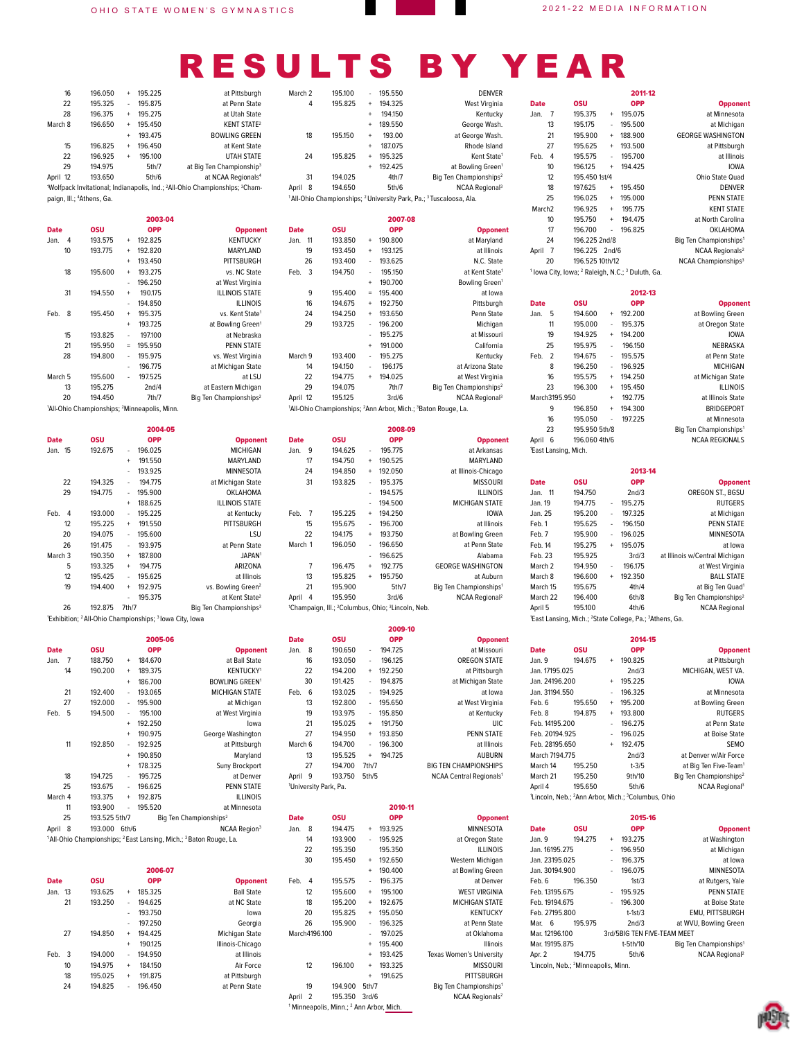# RESULTS BY YEAR

| | | | | |
|---|---|---|---|---|
| 16 | 196.050 | + | 195.225 | at Pittsburgh |
| 22 | 195.325 | - | 195.875 | at Penn State |
| 28 | 196.375 | + | 195.275 | at Utah State |
| March 8 | 196.650 | + | 195.450 | KENT STATE[2] |
| | | + | 193.475 | BOWLING GREEN |
| 15 | 196.825 | + | 196.450 | at Kent State |
| 22 | 196.925 | + | 195.100 | UTAH STATE |
| 29 | 194.975 | | 5th/7 | at Big Ten Championship[3] |
| April 12 | 193.650 | | 5th/6 | at NCAA Regionals[4] |

[1]Wolfpack Invitational; Indianapolis, Ind.; [2]All-Ohio Championships; [3]Champaign, Ill.; [4]Athens, Ga.

## 2003-04

| Date | OSU | | OPP | Opponent |
|---|---|---|---|---|
| Jan. 4 | 193.575 | + | 192.825 | KENTUCKY |
| 10 | 193.775 | + | 192.820 | MARYLAND |
| | | + | 193.450 | PITTSBURGH |
| 18 | 195.600 | + | 193.275 | vs. NC State |
| | | - | 196.250 | at West Virginia |
| 31 | 194.550 | + | 190.175 | ILLINOIS STATE |
| | | - | 194.850 | ILLINOIS |
| Feb. 8 | 195.450 | + | 195.375 | vs. Kent State[1] |
| | | + | 193.725 | at Bowling Green[1] |
| 15 | 193.825 | - | 197.100 | at Nebraska |
| 21 | 195.950 | = | 195.950 | PENN STATE |
| 28 | 194.800 | - | 195.975 | vs. West Virginia |
| | | - | 196.775 | at Michigan State |
| March 5 | 195.600 | - | 197.525 | at LSU |
| 13 | 195.275 | | 2nd/4 | at Eastern Michigan |
| 20 | 194.450 | | 7th/7 | Big Ten Championships[2] |

[1]All-Ohio Championships; [2]Minneapolis, Minn.

## 2004-05

| Date | OSU | | OPP | Opponent |
|---|---|---|---|---|
| Jan. 15 | 192.675 | - | 196.025 | MICHIGAN |
| | | + | 191.550 | MARYLAND |
| | | - | 193.925 | MINNESOTA |
| 22 | 194.325 | - | 194.775 | at Michigan State |
| 29 | 194.775 | - | 195.900 | OKLAHOMA |
| | | + | 188.625 | ILLINOIS STATE |
| Feb. 4 | 193.000 | - | 195.225 | at Kentucky |
| 12 | 195.225 | + | 191.550 | PITTSBURGH |
| 20 | 194.075 | - | 195.600 | LSU |
| 26 | 191.475 | - | 193.975 | at Penn State |
| March 3 | 190.350 | + | 187.800 | JAPAN[1] |
| 5 | 193.325 | + | 194.775 | ARIZONA |
| 12 | 195.425 | - | 195.625 | at Illinois |
| 19 | 194.400 | + | 192.975 | vs. Bowling Green[2] |
| | | - | 195.375 | at Kent State[2] |
| 26 | 192.875 | | 7th/7 | Big Ten Championships[3] |

[1]Exhibition; [2]All-Ohio Championships; [3]Iowa City, Iowa

## 2005-06

| Date | OSU | | OPP | Opponent |
|---|---|---|---|---|
| Jan. 7 | 188.750 | + | 184.670 | at Ball State |
| 14 | 190.200 | + | 189.375 | KENTUCKY[1] |
| | | + | 186.700 | BOWLING GREEN[1] |
| 21 | 192.400 | - | 193.065 | MICHIGAN STATE |
| 27 | 192.000 | - | 195.900 | at Michigan |
| Feb. 5 | 194.500 | - | 195.100 | at West Virginia |
| | | + | 192.250 | Iowa |
| | | + | 190.975 | George Washington |
| 11 | 192.850 | - | 192.925 | at Pittsburgh |
| | | + | 190.850 | Maryland |
| | | + | 178.325 | Suny Brockport |
| 18 | 194.725 | - | 195.725 | at Denver |
| 25 | 193.675 | - | 196.625 | PENN STATE |
| March 4 | 193.375 | + | 192.875 | ILLINOIS |
| 11 | 193.900 | - | 195.520 | at Minnesota |
| 25 | 193.525 | | 5th/7 | Big Ten Championships[2] |
| April 8 | 193.000 | | 6th/6 | NCAA Region[3] |

[1]All-Ohio Championships; [2]East Lansing, Mich.; [3]Baton Rouge, La.

## 2006-07

| Date | OSU | | OPP | Opponent |
|---|---|---|---|---|
| Jan. 13 | 193.625 | + | 185.325 | Ball State |
| 21 | 193.250 | - | 194.625 | at NC State |
| | | - | 193.750 | Iowa |
| | | - | 197.250 | Georgia |
| 27 | 194.850 | + | 194.425 | Michigan State |
| | | + | 190.125 | Illinois-Chicago |
| Feb. 3 | 194.000 | - | 194.950 | at Illinois |
| 10 | 194.975 | + | 184.150 | Air Force |
| 18 | 195.025 | + | 191.875 | at Pittsburgh |
| 24 | 194.825 | - | 196.450 | at Penn State |
| March 2 | 195.100 | - | 195.550 | DENVER |
| 4 | 195.825 | + | 194.325 | West Virginia |
| | | + | 194.150 | Kentucky |
| | | + | 189.550 | George Wash. |
| 18 | 195.150 | + | 193.00 | at George Wash. |
| | | + | 187.075 | Rhode Island |
| 24 | 195.825 | + | 195.325 | Kent State[1] |
| | | + | 192.425 | at Bowling Green[1] |
| 31 | 194.025 | | 4th/7 | Big Ten Championships[2] |
| April 8 | 194.650 | | 5th/6 | NCAA Regional[3] |

[1]All-Ohio Championships; [2]University Park, Pa.; [3]Tuscaloosa, Ala.

## 2007-08

| Date | OSU | | OPP | Opponent |
|---|---|---|---|---|
| Jan. 11 | 193.850 | + | 190.800 | at Maryland |
| 19 | 193.450 | + | 193.125 | at Illinois |
| 26 | 193.400 | - | 193.625 | N.C. State |
| Feb. 3 | 194.750 | - | 195.150 | at Kent State[1] |
| | | + | 190.700 | Bowling Green[1] |
| 9 | 195.400 | = | 195.400 | at Iowa |
| 16 | 194.675 | + | 192.750 | Pittsburgh |
| 24 | 194.250 | + | 193.650 | Penn State |
| 29 | 193.725 | - | 196.200 | Michigan |
| | | - | 195.275 | at Missouri |
| | | + | 191.000 | California |
| March 9 | 193.400 | - | 195.275 | Kentucky |
| 14 | 194.150 | - | 196.175 | at Arizona State |
| 22 | 194.775 | + | 194.025 | at West Virginia |
| 29 | 194.075 | | 7th/7 | Big Ten Championships[2] |
| April 12 | 195.125 | | 3rd/6 | NCAA Regional[3] |

[1]All-Ohio Championships; [2]Ann Arbor, Mich.; [3]Baton Rouge, La.

## 2008-09

| Date | OSU | | OPP | Opponent |
|---|---|---|---|---|
| Jan. 9 | 194.625 | - | 195.775 | at Arkansas |
| 17 | 194.750 | + | 190.525 | MARYLAND |
| 24 | 194.850 | + | 192.050 | at Illinois-Chicago |
| 31 | 193.825 | - | 195.375 | MISSOURI |
| | | - | 194.575 | ILLINOIS |
| | | - | 194.500 | MICHIGAN STATE |
| Feb. 7 | 195.225 | + | 194.250 | IOWA |
| 15 | 195.675 | - | 196.700 | at Illinois |
| 22 | 194.175 | + | 193.750 | at Bowling Green |
| March 1 | 196.050 | - | 196.650 | at Penn State |
| | | - | 196.625 | Alabama |
| 7 | 196.475 | + | 192.775 | GEORGE WASHINGTON |
| 13 | 195.825 | + | 195.750 | at Auburn |
| 21 | 195.900 | | 5th/7 | Big Ten Championships[1] |
| April 4 | 195.950 | | 3rd/6 | NCAA Regional[2] |

[1]Champaign, Ill.; [2]Columbus, Ohio; [3]Lincoln, Neb.

## 2009-10

| Date | OSU | | OPP | Opponent |
|---|---|---|---|---|
| Jan. 8 | 190.650 | - | 194.725 | at Missouri |
| 16 | 193.050 | - | 196.125 | OREGON STATE |
| 22 | 194.200 | + | 192.250 | at Pittsburgh |
| 30 | 191.425 | - | 194.875 | at Michigan State |
| Feb. 6 | 193.025 | - | 194.925 | at Iowa |
| 13 | 192.800 | - | 195.650 | at West Virginia |
| 19 | 193.975 | - | 195.850 | at Kentucky |
| 21 | 195.025 | + | 191.750 | UIC |
| 27 | 194.950 | + | 193.850 | PENN STATE |
| March 6 | 194.700 | - | 196.300 | at Illinois |
| 13 | 195.525 | + | 194.725 | AUBURN |
| 27 | 194.700 | | 7th/7 | BIG TEN CHAMPIONSHIPS |
| April 9 | 193.750 | | 5th/5 | NCAA Central Regionals[1] |

[1]University Park, Pa.

## 2010-11

| Date | OSU | | OPP | Opponent |
|---|---|---|---|---|
| Jan. 8 | 194.475 | + | 193.925 | MINNESOTA |
| 14 | 193.900 | - | 195.925 | at Oregon State |
| 22 | 195.350 | | 195.350 | ILLINOIS |
| 30 | 195.450 | + | 192.650 | Western Michigan |
| | | + | 190.400 | at Bowling Green |
| Feb. 4 | 195.575 | - | 196.375 | at Denver |
| 12 | 195.600 | + | 195.100 | WEST VIRGINIA |
| 18 | 195.200 | + | 192.675 | MICHIGAN STATE |
| 20 | 195.825 | + | 195.050 | KENTUCKY |
| 26 | 195.900 | - | 196.325 | at Penn State |
| March4 | 196.100 | - | 197.025 | at Oklahoma |
| | | + | 195.400 | Illinois |
| | | + | 193.425 | Texas Women's University |
| 12 | 196.100 | + | 193.325 | MISSOURI |
| | | + | 191.625 | PITTSBURGH |
| 19 | 194.900 | | 5th/7 | Big Ten Championships[1] |
| April 2 | 195.350 | | 3rd/6 | NCAA Regionals[2] |

[1]Minneapolis, Minn.; [2]Ann Arbor, Mich.

## 2011-12

| Date | OSU | | OPP | Opponent |
|---|---|---|---|---|
| Jan. 7 | 195.375 | + | 195.075 | at Minnesota |
| 13 | 195.175 | - | 195.500 | at Michigan |
| 21 | 195.900 | + | 188.900 | GEORGE WASHINGTON |
| 27 | 195.625 | + | 193.500 | at Pittsburgh |
| Feb. 4 | 195.575 | - | 195.700 | at Illinois |
| 10 | 196.125 | + | 194.425 | IOWA |
| 12 | 195.450 | | 1st/4 | Ohio State Quad |
| 18 | 197.625 | + | 195.450 | DENVER |
| 25 | 196.025 | + | 195.000 | PENN STATE |
| March2 | 196.925 | + | 195.775 | KENT STATE |
| 10 | 195.750 | + | 194.475 | at North Carolina |
| 17 | 196.700 | - | 196.825 | OKLAHOMA |
| 24 | 196.225 | | 2nd/8 | Big Ten Championships[1] |
| April 7 | 196.225 | | 2nd/6 | NCAA Regionals[2] |
| 20 | 196.525 | | 10th/12 | NCAA Championships[3] |

[1]Iowa City, Iowa; [2]Raleigh, N.C.; [3]Duluth, Ga.

## 2012-13

| Date | OSU | | OPP | Opponent |
|---|---|---|---|---|
| Jan. 5 | 194.600 | + | 192.200 | at Bowling Green |
| 11 | 195.000 | - | 195.375 | at Oregon State |
| 19 | 194.925 | + | 194.200 | IOWA |
| 25 | 195.975 | - | 196.150 | NEBRASKA |
| Feb. 2 | 194.675 | - | 195.575 | at Penn State |
| 8 | 196.250 | - | 196.925 | MICHIGAN |
| 16 | 195.575 | + | 194.250 | at Michigan State |
| 23 | 196.300 | + | 195.450 | ILLINOIS |
| March3 | 195.950 | + | 192.775 | at Illinois State |
| 9 | 196.850 | + | 194.300 | BRIDGEPORT |
| 16 | 195.050 | - | 197.225 | at Minnesota |
| 23 | 195.950 | | 5th/8 | Big Ten Championships[1] |
| April 6 | 196.060 | | 4th/6 | NCAA REGIONALS |

[1]East Lansing, Mich.

## 2013-14

| Date | OSU | | OPP | Opponent |
|---|---|---|---|---|
| Jan. 11 | 194.750 | | 2nd/3 | OREGON ST., BGSU |
| Jan. 19 | 194.775 | - | 195.275 | RUTGERS |
| Jan. 25 | 195.200 | - | 197.325 | at Michigan |
| Feb. 1 | 195.625 | - | 196.150 | PENN STATE |
| Feb. 7 | 195.900 | - | 196.025 | MINNESOTA |
| Feb. 14 | 195.275 | + | 195.075 | at Iowa |
| Feb. 23 | 195.925 | | 3rd/3 | at Illinois w/Central Michigan |
| March 2 | 194.950 | - | 196.175 | at West Virginia |
| March 8 | 196.600 | + | 192.350 | BALL STATE |
| March 15 | 195.675 | | 4th/4 | at Big Ten Quad[1] |
| March 22 | 196.400 | | 6th/8 | Big Ten Championships[2] |
| April 5 | 195.100 | | 4th/6 | NCAA Regional |

[1]East Lansing, Mich.; [2]State College, Pa.; [3]Athens, Ga.

## 2014-15

| Date | OSU | | OPP | Opponent |
|---|---|---|---|---|
| Jan. 9 | 194.675 | + | 190.825 | at Pittsburgh |
| Jan. 17 | 195.025 | | 2nd/3 | MICHIGAN, WEST VA. |
| Jan. 24 | 196.200 | + | 195.225 | IOWA |
| Jan. 31 | 194.550 | - | 196.325 | at Minnesota |
| Feb. 6 | 195.650 | + | 195.200 | at Bowling Green |
| Feb. 8 | 194.875 | + | 193.800 | RUTGERS |
| Feb. 14 | 195.200 | - | 196.275 | at Penn State |
| Feb. 20 | 194.925 | - | 196.025 | at Boise State |
| Feb. 28 | 195.650 | + | 192.475 | SEMO |
| March 7 | 194.775 | | 2nd/3 | at Denver w/Air Force |
| March 14 | 195.250 | | t-3/5 | at Big Ten Five-Team[1] |
| March 21 | 195.250 | | 9th/10 | Big Ten Championships[2] |
| April 4 | 195.650 | | 5th/6 | NCAA Regional[3] |

[1]Lincoln, Neb.; [2]Ann Arbor, Mich.; [3]Columbus, Ohio

## 2015-16

| Date | OSU | | OPP | Opponent |
|---|---|---|---|---|
| Jan. 9 | 194.275 | + | 193.275 | at Washington |
| Jan. 16 | 195.275 | - | 196.950 | at Michigan |
| Jan. 23 | 195.025 | - | 196.375 | at Iowa |
| Jan. 30 | 194.900 | - | 196.075 | MINNESOTA |
| Feb. 6 | 196.350 | | 1st/3 | at Rutgers, Yale |
| Feb. 13 | 195.675 | - | 195.925 | PENN STATE |
| Feb. 19 | 194.675 | - | 196.300 | at Boise State |
| Feb. 27 | 195.800 | | t-1st/3 | EMU, PITTSBURGH |
| Mar. 6 | 195.975 | | 2nd/3 | at WVU, Bowling Green |
| Mar. 12 | 196.100 | | 3rd/5 | BIG TEN FIVE-TEAM MEET |
| Mar. 19 | 195.875 | | t-5th/10 | Big Ten Championships[1] |
| Apr. 2 | 194.775 | | 5th/6 | NCAA Regional[2] |

[1]Lincoln, Neb.; [2]Minneapolis, Minn.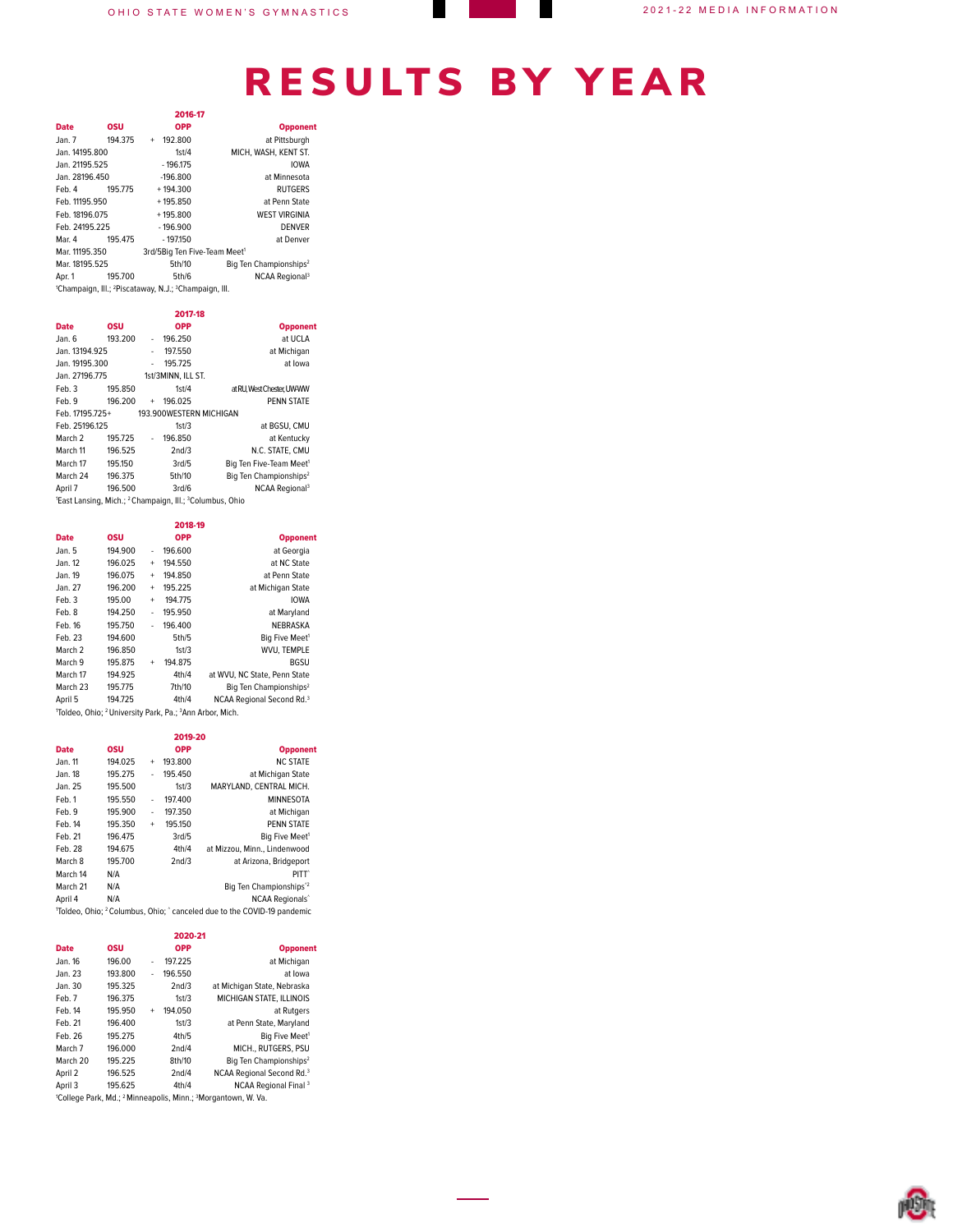# RESULTS BY YEAR

## 2016-17

| Date | OSU | | OPP | Opponent |
|---|---|---|---|---|
| Jan. 7 | 194.375 | + | 192.800 | at Pittsburgh |
| Jan. 14 | 195.800 | | 1st/4 | MICH, WASH, KENT ST. |
| Jan. 21 | 195.525 | - | 196.175 | IOWA |
| Jan. 28 | 196.450 | - | 196.800 | at Minnesota |
| Feb. 4 | 195.775 | + | 194.300 | RUTGERS |
| Feb. 11 | 195.950 | + | 195.850 | at Penn State |
| Feb. 18 | 196.075 | + | 195.800 | WEST VIRGINIA |
| Feb. 24 | 195.225 | - | 196.900 | DENVER |
| Mar. 4 | 195.475 | - | 197.150 | at Denver |
| Mar. 11 | 195.350 | | 3rd/5 | Big Ten Five-Team Meet[1] |
| Mar. 18 | 195.525 | | 5th/10 | Big Ten Championships[2] |
| Apr. 1 | 195.700 | | 5th/6 | NCAA Regional[3] |

[1]Champaign, Ill.; [2]Piscataway, N.J.; [3]Champaign, Ill.

## 2017-18

| Date | OSU | | OPP | Opponent |
|---|---|---|---|---|
| Jan. 6 | 193.200 | - | 196.250 | at UCLA |
| Jan. 13 | 194.925 | - | 197.550 | at Michigan |
| Jan. 19 | 195.300 | - | 195.725 | at Iowa |
| Jan. 27 | 196.775 | | 1st/3 | MINN, ILL ST. |
| Feb. 3 | 195.850 | | 1st/4 | at RU, West Chester, UW-WW |
| Feb. 9 | 196.200 | + | 196.025 | PENN STATE |
| Feb. 17 | 195.725 | + | 193.900 | WESTERN MICHIGAN |
| Feb. 25 | 196.125 | | 1st/3 | at BGSU, CMU |
| March 2 | 195.725 | - | 196.850 | at Kentucky |
| March 11 | 196.525 | | 2nd/3 | N.C. STATE, CMU |
| March 17 | 195.150 | | 3rd/5 | Big Ten Five-Team Meet[1] |
| March 24 | 196.375 | | 5th/10 | Big Ten Championships[2] |
| April 7 | 196.500 | | 3rd/6 | NCAA Regional[3] |

[1]East Lansing, Mich.; [2]Champaign, Ill.; [3]Columbus, Ohio

## 2018-19

| Date | OSU | | OPP | Opponent |
|---|---|---|---|---|
| Jan. 5 | 194.900 | - | 196.600 | at Georgia |
| Jan. 12 | 196.025 | + | 194.550 | at NC State |
| Jan. 19 | 196.075 | + | 194.850 | at Penn State |
| Jan. 27 | 196.200 | + | 195.225 | at Michigan State |
| Feb. 3 | 195.00 | + | 194.775 | IOWA |
| Feb. 8 | 194.250 | - | 195.950 | at Maryland |
| Feb. 16 | 195.750 | - | 196.400 | NEBRASKA |
| Feb. 23 | 194.600 | | 5th/5 | Big Five Meet[1] |
| March 2 | 196.850 | | 1st/3 | WVU, TEMPLE |
| March 9 | 195.875 | + | 194.875 | BGSU |
| March 17 | 194.925 | | 4th/4 | at WVU, NC State, Penn State |
| March 23 | 195.775 | | 7th/10 | Big Ten Championships[2] |
| April 5 | 194.725 | | 4th/4 | NCAA Regional Second Rd.[3] |

[1]Toldeo, Ohio; [2]University Park, Pa.; [3]Ann Arbor, Mich.

## 2019-20

| Date | OSU | | OPP | Opponent |
|---|---|---|---|---|
| Jan. 11 | 194.025 | + | 193.800 | NC STATE |
| Jan. 18 | 195.275 | - | 195.450 | at Michigan State |
| Jan. 25 | 195.500 | | 1st/3 | MARYLAND, CENTRAL MICH. |
| Feb. 1 | 195.550 | - | 197.400 | MINNESOTA |
| Feb. 9 | 195.900 | - | 197.350 | at Michigan |
| Feb. 14 | 195.350 | + | 195.150 | PENN STATE |
| Feb. 21 | 196.475 | | 3rd/5 | Big Five Meet[1] |
| Feb. 28 | 194.675 | | 4th/4 | at Mizzou, Minn., Lindenwood |
| March 8 | 195.700 | | 2nd/3 | at Arizona, Bridgeport |
| March 14 | N/A | | | PITT* |
| March 21 | N/A | | | Big Ten Championships*[2] |
| April 4 | N/A | | | NCAA Regionals* |

[1]Toldeo, Ohio; [2]Columbus, Ohio; * canceled due to the COVID-19 pandemic

## 2020-21

| Date | OSU | | OPP | Opponent |
|---|---|---|---|---|
| Jan. 16 | 196.00 | - | 197.225 | at Michigan |
| Jan. 23 | 193.800 | - | 196.550 | at Iowa |
| Jan. 30 | 195.325 | | 2nd/3 | at Michigan State, Nebraska |
| Feb. 7 | 196.375 | | 1st/3 | MICHIGAN STATE, ILLINOIS |
| Feb. 14 | 195.950 | + | 194.050 | at Rutgers |
| Feb. 21 | 196.400 | | 1st/3 | at Penn State, Maryland |
| Feb. 26 | 195.275 | | 4th/5 | Big Five Meet[1] |
| March 7 | 196.000 | | 2nd/4 | MICH., RUTGERS, PSU |
| March 20 | 195.225 | | 8th/10 | Big Ten Championships[2] |
| April 2 | 196.525 | | 2nd/4 | NCAA Regional Second Rd.[3] |
| April 3 | 195.625 | | 4th/4 | NCAA Regional Final [3] |

[1]College Park, Md.; [2]Minneapolis, Minn.; [3]Morgantown, W. Va.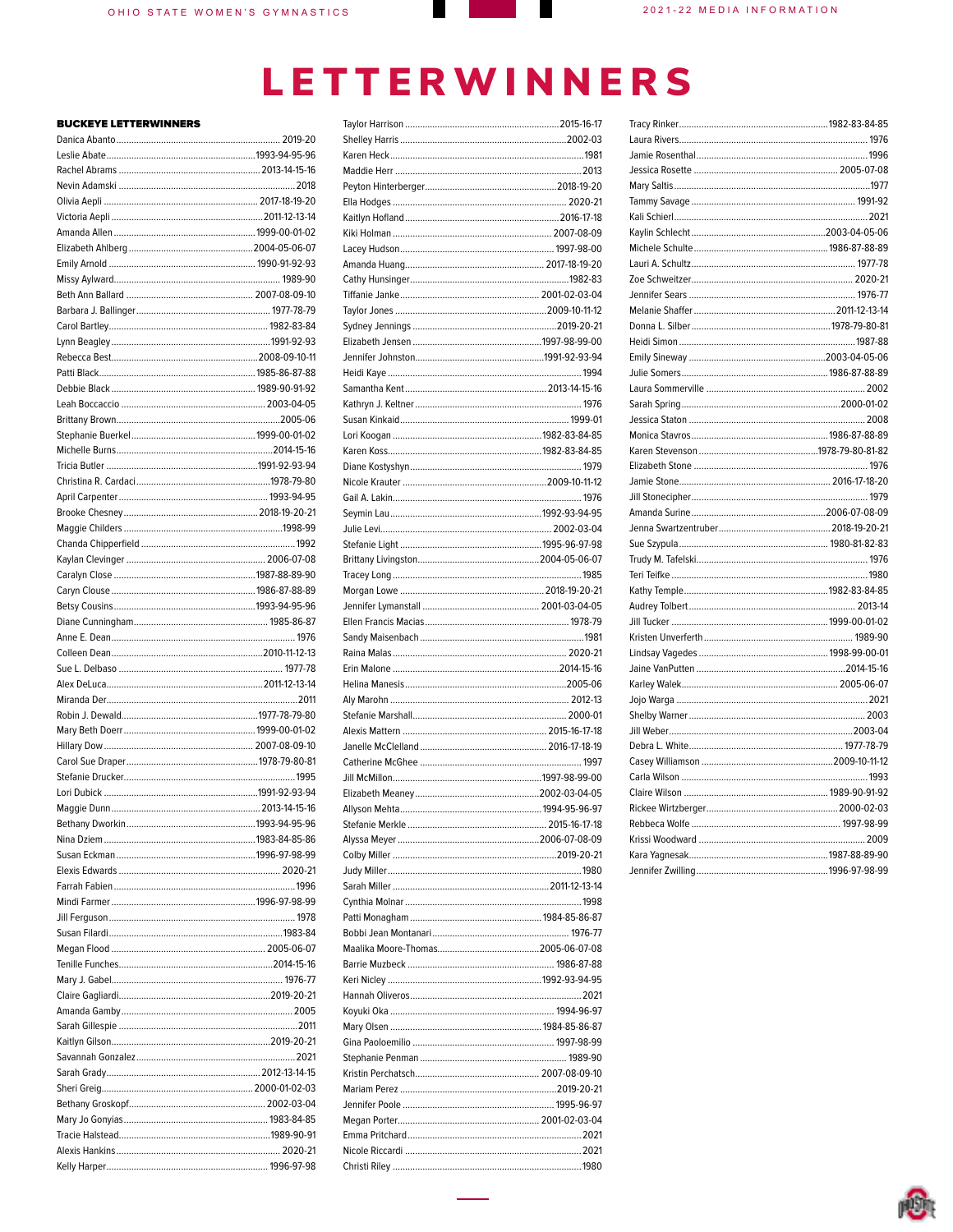# LETTERWINNERS

### BUCKEYE LETTERWINNERS

Danica Abanto .... 2019-20
Leslie Abate .... 1993-94-95-96
Rachel Abrams .... 2013-14-15-16
Nevin Adamski .... 2018
Olivia Aepli .... 2017-18-19-20
Victoria Aepli .... 2011-12-13-14
Amanda Allen .... 1999-00-01-02
Elizabeth Ahlberg .... 2004-05-06-07
Emily Arnold .... 1990-91-92-93
Missy Aylward .... 1989-90
Beth Ann Ballard .... 2007-08-09-10
Barbara J. Ballinger .... 1977-78-79
Carol Bartley .... 1982-83-84
Lynn Beagley .... 1991-92-93
Rebecca Best .... 2008-09-10-11
Patti Black .... 1985-86-87-88
Debbie Black .... 1989-90-91-92
Leah Boccaccio .... 2003-04-05
Brittany Brown .... 2005-06
Stephanie Buerkel .... 1999-00-01-02
Michelle Burns .... 2014-15-16
Tricia Butler .... 1991-92-93-94
Christina R. Cardaci .... 1978-79-80
April Carpenter .... 1993-94-95
Brooke Chesney .... 2018-19-20-21
Maggie Childers .... 1998-99
Chanda Chipperfield .... 1992
Kaylan Clevinger .... 2006-07-08
Caralyn Close .... 1987-88-89-90
Caryn Clouse .... 1986-87-88-89
Betsy Cousins .... 1993-94-95-96
Diane Cunningham .... 1985-86-87
Anne E. Dean .... 1976
Colleen Dean .... 2010-11-12-13
Sue L. Delbaso .... 1977-78
Alex DeLuca .... 2011-12-13-14
Miranda Der .... 2011
Robin J. Dewald .... 1977-78-79-80
Mary Beth Doerr .... 1999-00-01-02
Hillary Dow .... 2007-08-09-10
Carol Sue Draper .... 1978-79-80-81
Stefanie Drucker .... 1995
Lori Dubick .... 1991-92-93-94
Maggie Dunn .... 2013-14-15-16
Bethany Dworkin .... 1993-94-95-96
Nina Dziem .... 1983-84-85-86
Susan Eckman .... 1996-97-98-99
Elexis Edwards .... 2020-21
Farrah Fabien .... 1996
Mindi Farmer .... 1996-97-98-99
Jill Ferguson .... 1978
Susan Filardi .... 1983-84
Megan Flood .... 2005-06-07
Tenille Funches .... 2014-15-16
Mary J. Gabel .... 1976-77
Claire Gagliardi .... 2019-20-21
Amanda Gamby .... 2005
Sarah Gillespie .... 2011
Kaitlyn Gilson .... 2019-20-21
Savannah Gonzalez .... 2021
Sarah Grady .... 2012-13-14-15
Sheri Greig .... 2000-01-02-03
Bethany Groskopf .... 2002-03-04
Mary Jo Gonyias .... 1983-84-85
Tracie Halstead .... 1989-90-91
Alexis Hankins .... 2020-21
Kelly Harper .... 1996-97-98
Taylor Harrison .... 2015-16-17
Shelley Harris .... 2002-03
Karen Heck .... 1981
Maddie Herr .... 2013
Peyton Hinterberger .... 2018-19-20
Ella Hodges .... 2020-21
Kaitlyn Hofland .... 2016-17-18
Kiki Holman .... 2007-08-09
Lacey Hudson .... 1997-98-00
Amanda Huang .... 2017-18-19-20
Cathy Hunsinger .... 1982-83
Tiffanie Janke .... 2001-02-03-04
Taylor Jones .... 2009-10-11-12
Sydney Jennings .... 2019-20-21
Elizabeth Jensen .... 1997-98-99-00
Jennifer Johnston .... 1991-92-93-94
Heidi Kaye .... 1994
Samantha Kent .... 2013-14-15-16
Kathryn J. Keltner .... 1976
Susan Kinkaid .... 1999-01
Lori Koogan .... 1982-83-84-85
Karen Koss .... 1982-83-84-85
Diane Kostyshyn .... 1979
Nicole Krauter .... 2009-10-11-12
Gail A. Lakin .... 1976
Seymin Lau .... 1992-93-94-95
Julie Levi .... 2002-03-04
Stefanie Light .... 1995-96-97-98
Brittany Livingston .... 2004-05-06-07
Tracey Long .... 1985
Morgan Lowe .... 2018-19-20-21
Jennifer Lymanstall .... 2001-03-04-05
Ellen Francis Macias .... 1978-79
Sandy Maisenbach .... 1981
Raina Malas .... 2020-21
Erin Malone .... 2014-15-16
Helina Manesis .... 2005-06
Aly Marohn .... 2012-13
Stefanie Marshall .... 2000-01
Alexis Mattern .... 2015-16-17-18
Janelle McClelland .... 2016-17-18-19
Catherine McGhee .... 1997
Jill McMillon .... 1997-98-99-00
Elizabeth Meaney .... 2002-03-04-05
Allyson Mehta .... 1994-95-96-97
Stefanie Merkle .... 2015-16-17-18
Alyssa Meyer .... 2006-07-08-09
Colby Miller .... 2019-20-21
Judy Miller .... 1980
Sarah Miller .... 2011-12-13-14
Cynthia Molnar .... 1998
Patti Monagham .... 1984-85-86-87
Bobbi Jean Montanari .... 1976-77
Maalika Moore-Thomas .... 2005-06-07-08
Barrie Muzbeck .... 1986-87-88
Keri Nicley .... 1992-93-94-95
Hannah Oliveros .... 2021
Koyuki Oka .... 1994-96-97
Mary Olsen .... 1984-85-86-87
Gina Paoloemilio .... 1997-98-99
Stephanie Penman .... 1989-90
Kristin Perchatsch .... 2007-08-09-10
Mariam Perez .... 2019-20-21
Jennifer Poole .... 1995-96-97
Megan Porter .... 2001-02-03-04
Emma Pritchard .... 2021
Nicole Riccardi .... 2021
Christi Riley .... 1980
Tracy Rinker .... 1982-83-84-85
Laura Rivers .... 1976
Jamie Rosenthal .... 1996
Jessica Rosette .... 2005-07-08
Mary Saltis .... 1977
Tammy Savage .... 1991-92
Kali Schierl .... 2021
Kaylin Schlecht .... 2003-04-05-06
Michele Schulte .... 1986-87-88-89
Lauri A. Schultz .... 1977-78
Zoe Schweitzer .... 2020-21
Jennifer Sears .... 1976-77
Melanie Shaffer .... 2011-12-13-14
Donna L. Silber .... 1978-79-80-81
Heidi Simon .... 1987-88
Emily Sineway .... 2003-04-05-06
Julie Somers .... 1986-87-88-89
Laura Sommerville .... 2002
Sarah Spring .... 2000-01-02
Jessica Staton .... 2008
Monica Stavros .... 1986-87-88-89
Karen Stevenson .... 1978-79-80-81-82
Elizabeth Stone .... 1976
Jamie Stone .... 2016-17-18-20
Jill Stonecipher .... 1979
Amanda Surine .... 2006-07-08-09
Jenna Swartzentruber .... 2018-19-20-21
Sue Szypula .... 1980-81-82-83
Trudy M. Tafelski .... 1976
Teri Teifke .... 1980
Kathy Temple .... 1982-83-84-85
Audrey Tolbert .... 2013-14
Jill Tucker .... 1999-00-01-02
Kristen Unverferth .... 1989-90
Lindsay Vagedes .... 1998-99-00-01
Jaine VanPutten .... 2014-15-16
Karley Walek .... 2005-06-07
Jojo Warga .... 2021
Shelby Warner .... 2003
Jill Weber .... 2003-04
Debra L. White .... 1977-78-79
Casey Williamson .... 2009-10-11-12
Carla Wilson .... 1993
Claire Wilson .... 1989-90-91-92
Rickee Wirtzberger .... 2000-02-03
Rebbeca Wolfe .... 1997-98-99
Krissi Woodward .... 2009
Kara Yagnesak .... 1987-88-89-90
Jennifer Zwilling .... 1996-97-98-99